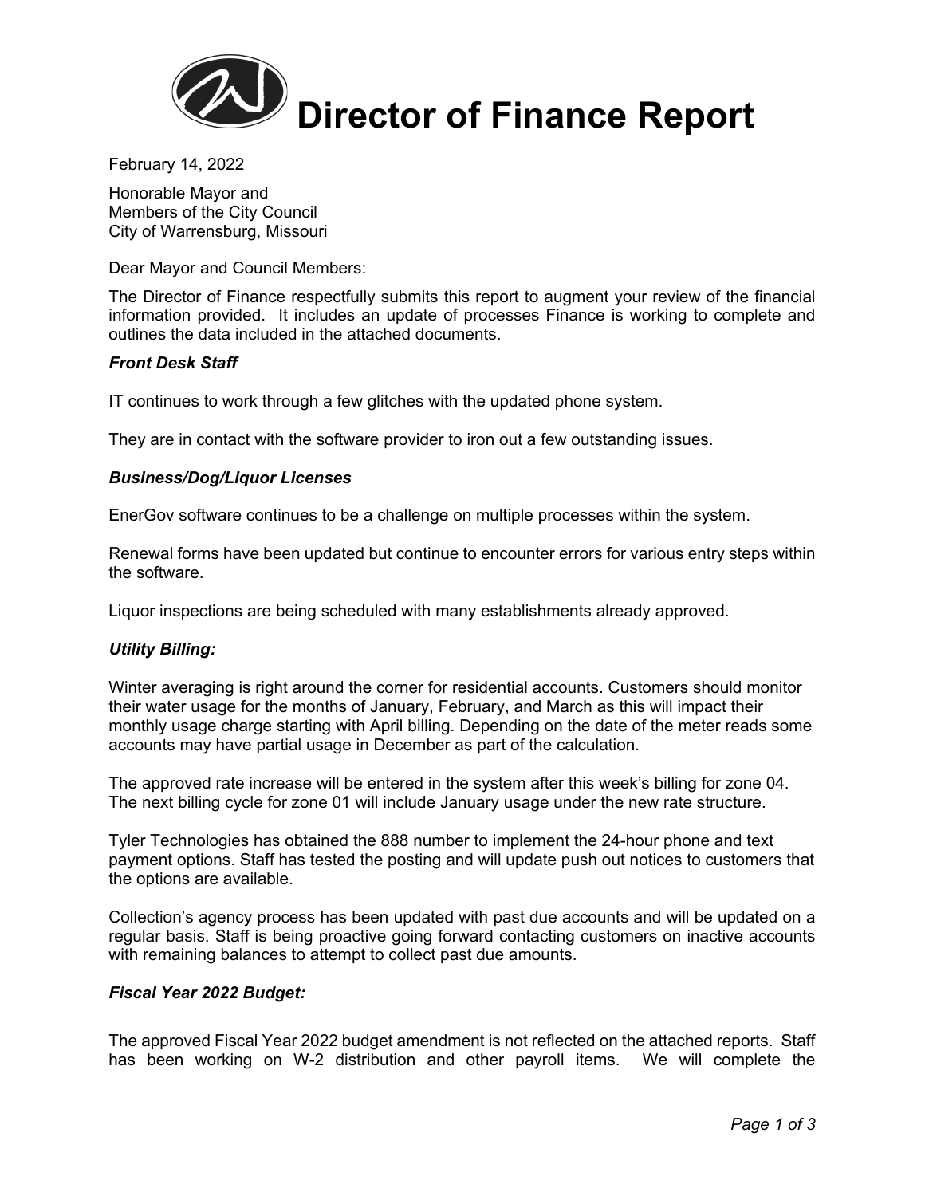# Director of Finance Report

February 14, 2022

Honorable Mayor and
Members of the City Council
City of Warrensburg, Missouri

Dear Mayor and Council Members:

The Director of Finance respectfully submits this report to augment your review of the financial information provided. It includes an update of processes Finance is working to complete and outlines the data included in the attached documents.

***Front Desk Staff***

IT continues to work through a few glitches with the updated phone system.

They are in contact with the software provider to iron out a few outstanding issues.

***Business/Dog/Liquor Licenses***

EnerGov software continues to be a challenge on multiple processes within the system.

Renewal forms have been updated but continue to encounter errors for various entry steps within the software.

Liquor inspections are being scheduled with many establishments already approved.

***Utility Billing:***

Winter averaging is right around the corner for residential accounts. Customers should monitor their water usage for the months of January, February, and March as this will impact their monthly usage charge starting with April billing. Depending on the date of the meter reads some accounts may have partial usage in December as part of the calculation.

The approved rate increase will be entered in the system after this week's billing for zone 04. The next billing cycle for zone 01 will include January usage under the new rate structure.

Tyler Technologies has obtained the 888 number to implement the 24-hour phone and text payment options. Staff has tested the posting and will update push out notices to customers that the options are available.

Collection's agency process has been updated with past due accounts and will be updated on a regular basis. Staff is being proactive going forward contacting customers on inactive accounts with remaining balances to attempt to collect past due amounts.

***Fiscal Year 2022 Budget:***

The approved Fiscal Year 2022 budget amendment is not reflected on the attached reports. Staff has been working on W-2 distribution and other payroll items. We will complete the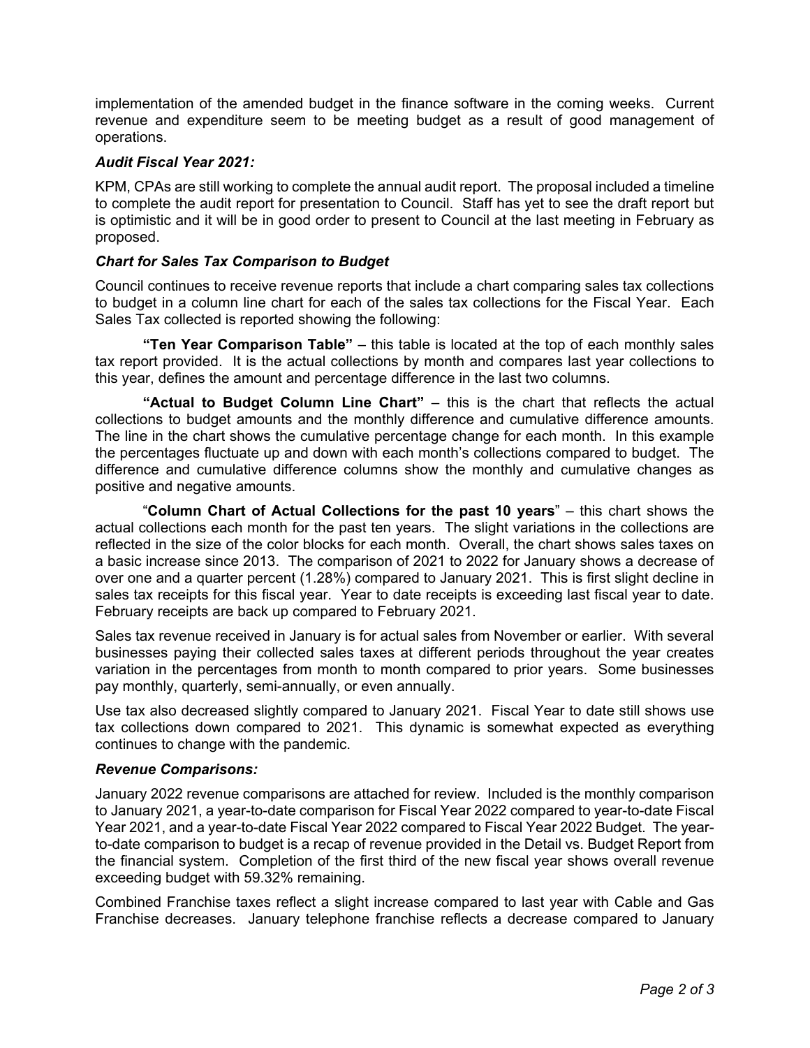implementation of the amended budget in the finance software in the coming weeks. Current revenue and expenditure seem to be meeting budget as a result of good management of operations.

### *Audit Fiscal Year 2021:*

KPM, CPAs are still working to complete the annual audit report. The proposal included a timeline to complete the audit report for presentation to Council. Staff has yet to see the draft report but is optimistic and it will be in good order to present to Council at the last meeting in February as proposed.

### *Chart for Sales Tax Comparison to Budget*

Council continues to receive revenue reports that include a chart comparing sales tax collections to budget in a column line chart for each of the sales tax collections for the Fiscal Year. Each Sales Tax collected is reported showing the following:

**"Ten Year Comparison Table"** – this table is located at the top of each monthly sales tax report provided. It is the actual collections by month and compares last year collections to this year, defines the amount and percentage difference in the last two columns.

**"Actual to Budget Column Line Chart"** – this is the chart that reflects the actual collections to budget amounts and the monthly difference and cumulative difference amounts. The line in the chart shows the cumulative percentage change for each month. In this example the percentages fluctuate up and down with each month's collections compared to budget. The difference and cumulative difference columns show the monthly and cumulative changes as positive and negative amounts.

"**Column Chart of Actual Collections for the past 10 years**" – this chart shows the actual collections each month for the past ten years. The slight variations in the collections are reflected in the size of the color blocks for each month. Overall, the chart shows sales taxes on a basic increase since 2013. The comparison of 2021 to 2022 for January shows a decrease of over one and a quarter percent (1.28%) compared to January 2021. This is first slight decline in sales tax receipts for this fiscal year. Year to date receipts is exceeding last fiscal year to date. February receipts are back up compared to February 2021.

Sales tax revenue received in January is for actual sales from November or earlier. With several businesses paying their collected sales taxes at different periods throughout the year creates variation in the percentages from month to month compared to prior years. Some businesses pay monthly, quarterly, semi-annually, or even annually.

Use tax also decreased slightly compared to January 2021. Fiscal Year to date still shows use tax collections down compared to 2021. This dynamic is somewhat expected as everything continues to change with the pandemic.

### *Revenue Comparisons:*

January 2022 revenue comparisons are attached for review. Included is the monthly comparison to January 2021, a year-to-date comparison for Fiscal Year 2022 compared to year-to-date Fiscal Year 2021, and a year-to-date Fiscal Year 2022 compared to Fiscal Year 2022 Budget. The year-to-date comparison to budget is a recap of revenue provided in the Detail vs. Budget Report from the financial system. Completion of the first third of the new fiscal year shows overall revenue exceeding budget with 59.32% remaining.

Combined Franchise taxes reflect a slight increase compared to last year with Cable and Gas Franchise decreases. January telephone franchise reflects a decrease compared to January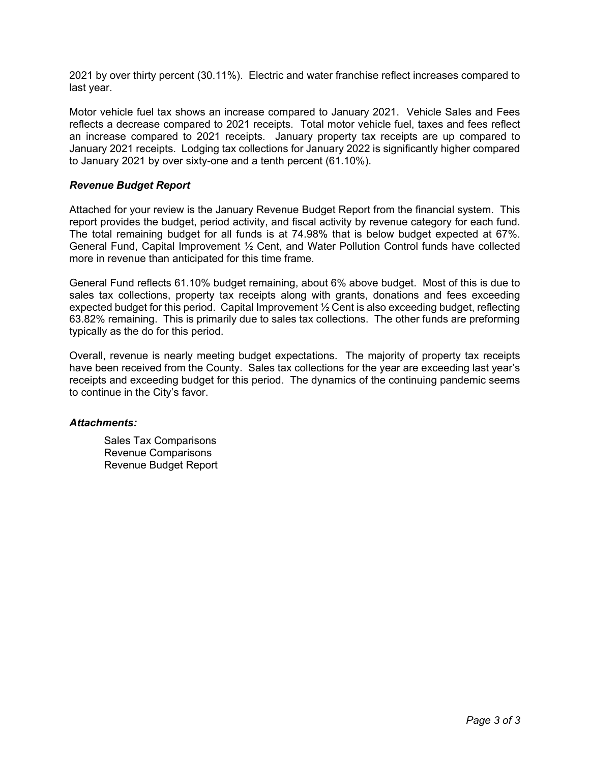2021 by over thirty percent (30.11%). Electric and water franchise reflect increases compared to last year.

Motor vehicle fuel tax shows an increase compared to January 2021. Vehicle Sales and Fees reflects a decrease compared to 2021 receipts. Total motor vehicle fuel, taxes and fees reflect an increase compared to 2021 receipts. January property tax receipts are up compared to January 2021 receipts. Lodging tax collections for January 2022 is significantly higher compared to January 2021 by over sixty-one and a tenth percent (61.10%).

### *Revenue Budget Report*

Attached for your review is the January Revenue Budget Report from the financial system. This report provides the budget, period activity, and fiscal activity by revenue category for each fund. The total remaining budget for all funds is at 74.98% that is below budget expected at 67%. General Fund, Capital Improvement ½ Cent, and Water Pollution Control funds have collected more in revenue than anticipated for this time frame.

General Fund reflects 61.10% budget remaining, about 6% above budget. Most of this is due to sales tax collections, property tax receipts along with grants, donations and fees exceeding expected budget for this period. Capital Improvement ½ Cent is also exceeding budget, reflecting 63.82% remaining. This is primarily due to sales tax collections. The other funds are preforming typically as the do for this period.

Overall, revenue is nearly meeting budget expectations. The majority of property tax receipts have been received from the County. Sales tax collections for the year are exceeding last year's receipts and exceeding budget for this period. The dynamics of the continuing pandemic seems to continue in the City's favor.

### *Attachments:*

Sales Tax Comparisons
Revenue Comparisons
Revenue Budget Report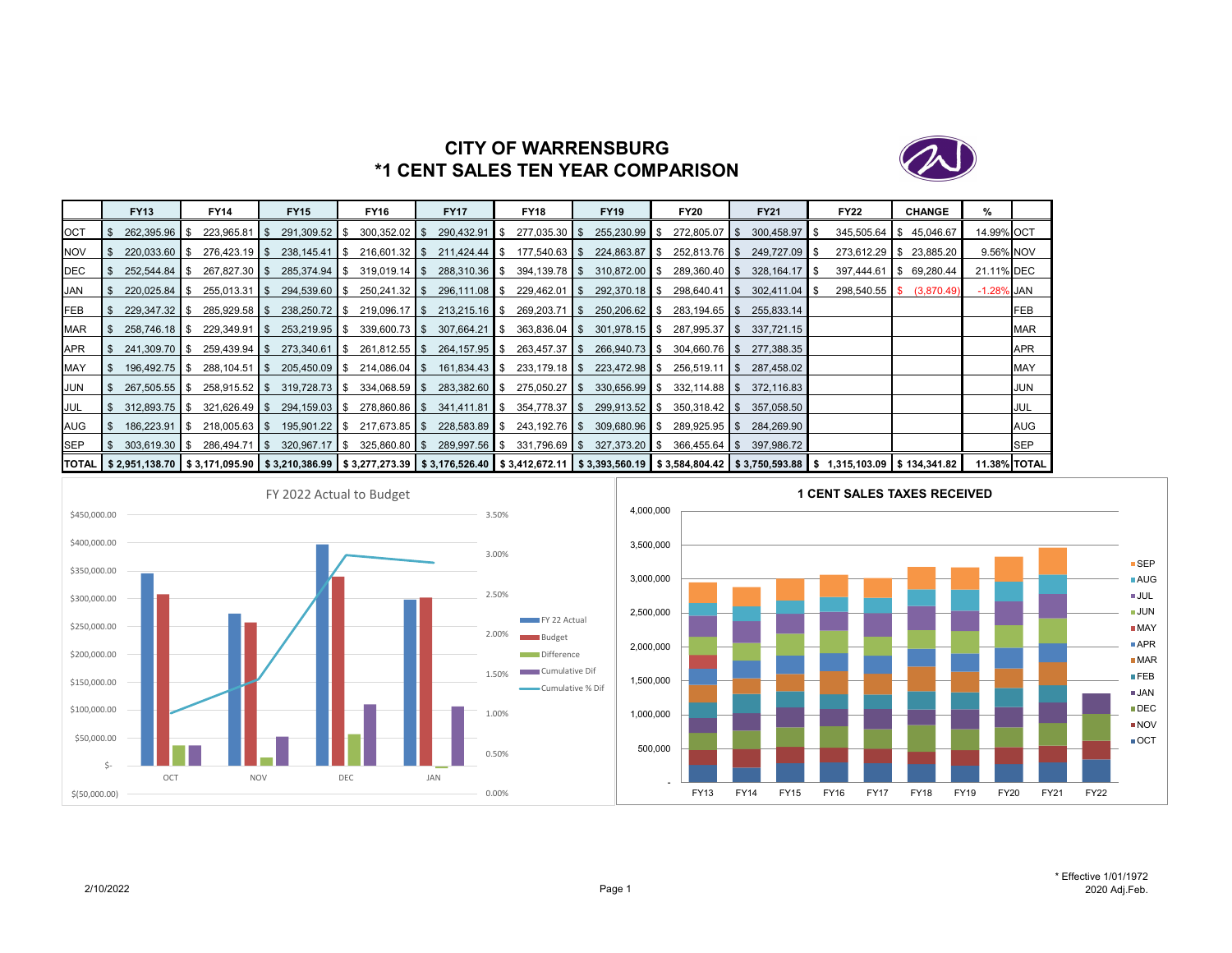# CITY OF WARRENSBURG
## *1 CENT SALES TEN YEAR COMPARISON

| | FY13 | FY14 | FY15 | FY16 | FY17 | FY18 | FY19 | FY20 | FY21 | FY22 | CHANGE | % | |
|---|---|---|---|---|---|---|---|---|---|---|---|---|---|
| OCT | $ 262,395.96 | $ 223,965.81 | $ 291,309.52 | $ 300,352.02 | $ 290,432.91 | $ 277,035.30 | $ 255,230.99 | $ 272,805.07 | $ 300,458.97 | $ 345,505.64 | $ 45,046.67 | 14.99% | OCT |
| NOV | $ 220,033.60 | $ 276,423.19 | $ 238,145.41 | $ 216,601.32 | $ 211,424.44 | $ 177,540.63 | $ 224,863.87 | $ 252,813.76 | $ 249,727.09 | $ 273,612.29 | $ 23,885.20 | 9.56% | NOV |
| DEC | $ 252,544.84 | $ 267,827.30 | $ 285,374.94 | $ 319,019.14 | $ 288,310.36 | $ 394,139.78 | $ 310,872.00 | $ 289,360.40 | $ 328,164.17 | $ 397,444.61 | $ 69,280.44 | 21.11% | DEC |
| JAN | $ 220,025.84 | $ 255,013.31 | $ 294,539.60 | $ 250,241.32 | $ 296,111.08 | $ 229,462.01 | $ 292,370.18 | $ 298,640.41 | $ 302,411.04 | $ 298,540.55 | $ (3,870.49) | -1.28% | JAN |
| FEB | $ 229,347.32 | $ 285,929.58 | $ 238,250.72 | $ 219,096.17 | $ 213,215.16 | $ 269,203.71 | $ 250,206.62 | $ 283,194.65 | $ 255,833.14 | | | | FEB |
| MAR | $ 258,746.18 | $ 229,349.91 | $ 253,219.95 | $ 339,600.73 | $ 307,664.21 | $ 363,836.04 | $ 301,978.15 | $ 287,995.37 | $ 337,721.15 | | | | MAR |
| APR | $ 241,309.70 | $ 259,439.94 | $ 273,340.61 | $ 261,812.55 | $ 264,157.95 | $ 263,457.37 | $ 266,940.73 | $ 304,660.76 | $ 277,388.35 | | | | APR |
| MAY | $ 196,492.75 | $ 288,104.51 | $ 205,450.09 | $ 214,086.04 | $ 161,834.43 | $ 233,179.18 | $ 223,472.98 | $ 256,519.11 | $ 287,458.02 | | | | MAY |
| JUN | $ 267,505.55 | $ 258,915.52 | $ 319,728.73 | $ 334,068.59 | $ 283,382.60 | $ 275,050.27 | $ 330,656.99 | $ 332,114.88 | $ 372,116.83 | | | | JUN |
| JUL | $ 312,893.75 | $ 321,626.49 | $ 294,159.03 | $ 278,860.86 | $ 341,411.81 | $ 354,778.37 | $ 299,913.52 | $ 350,318.42 | $ 357,058.50 | | | | JUL |
| AUG | $ 186,223.91 | $ 218,005.63 | $ 195,901.22 | $ 217,673.85 | $ 228,583.89 | $ 243,192.76 | $ 309,680.96 | $ 289,925.95 | $ 284,269.90 | | | | AUG |
| SEP | $ 303,619.30 | $ 286,494.71 | $ 320,967.17 | $ 325,860.80 | $ 289,997.56 | $ 331,796.69 | $ 327,373.20 | $ 366,455.64 | $ 397,986.72 | | | | SEP |
| TOTAL | $ 2,951,138.70 | $ 3,171,095.90 | $ 3,210,386.99 | $ 3,277,273.39 | $ 3,176,526.40 | $ 3,412,672.11 | $ 3,393,560.19 | $ 3,584,804.42 | $ 3,750,593.88 | $ 1,315,103.09 | $ 134,341.82 | 11.38% | TOTAL |

FY 2022 Actual to Budget

1 CENT SALES TAXES RECEIVED

2/10/2022

\* Effective 1/01/1972
2020 Adj.Feb.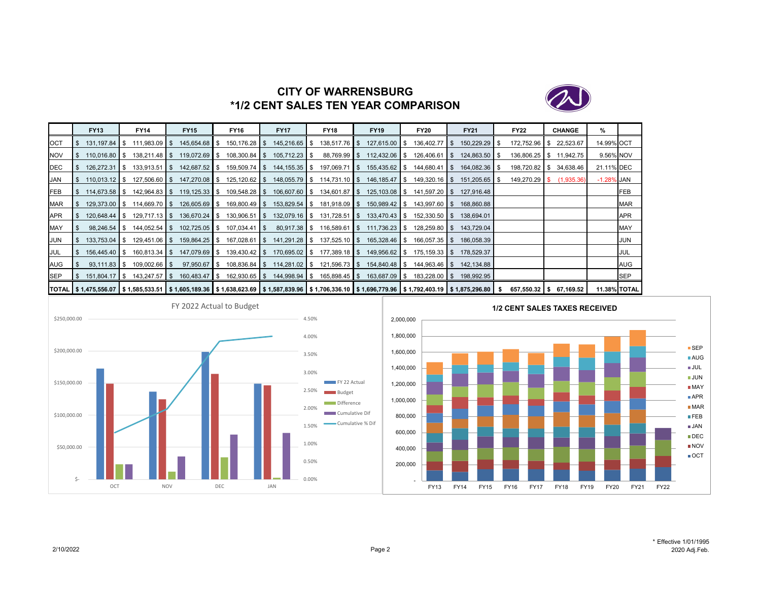# CITY OF WARRENSBURG
## *1/2 CENT SALES TEN YEAR COMPARISON

| | FY13 | FY14 | FY15 | FY16 | FY17 | FY18 | FY19 | FY20 | FY21 | FY22 | CHANGE | % | |
|---|---|---|---|---|---|---|---|---|---|---|---|---|---|
| OCT | $ 131,197.84 | $ 111,983.09 | $ 145,654.68 | $ 150,176.28 | $ 145,216.65 | $ 138,517.76 | $ 127,615.00 | $ 136,402.77 | $ 150,229.29 | $ 172,752.96 | $ 22,523.67 | 14.99% | OCT |
| NOV | $ 110,016.80 | $ 138,211.48 | $ 119,072.69 | $ 108,300.84 | $ 105,712.23 | $ 88,769.99 | $ 112,432.06 | $ 126,406.61 | $ 124,863.50 | $ 136,806.25 | $ 11,942.75 | 9.56% | NOV |
| DEC | $ 126,272.31 | $ 133,913.51 | $ 142,687.52 | $ 159,509.74 | $ 144,155.35 | $ 197,069.71 | $ 155,435.62 | $ 144,680.41 | $ 164,082.36 | $ 198,720.82 | $ 34,638.46 | 21.11% | DEC |
| JAN | $ 110,013.12 | $ 127,506.60 | $ 147,270.08 | $ 125,120.62 | $ 148,055.79 | $ 114,731.10 | $ 146,185.47 | $ 149,320.16 | $ 151,205.65 | $ 149,270.29 | $ (1,935.36) | -1.28% | JAN |
| FEB | $ 114,673.58 | $ 142,964.83 | $ 119,125.33 | $ 109,548.28 | $ 106,607.60 | $ 134,601.87 | $ 125,103.08 | $ 141,597.20 | $ 127,916.48 | | | | FEB |
| MAR | $ 129,373.00 | $ 114,669.70 | $ 126,605.69 | $ 169,800.49 | $ 153,829.54 | $ 181,918.09 | $ 150,989.42 | $ 143,997.60 | $ 168,860.88 | | | | MAR |
| APR | $ 120,648.44 | $ 129,717.13 | $ 136,670.24 | $ 130,906.51 | $ 132,079.16 | $ 131,728.51 | $ 133,470.43 | $ 152,330.50 | $ 138,694.01 | | | | APR |
| MAY | $ 98,246.54 | $ 144,052.54 | $ 102,725.05 | $ 107,034.41 | $ 80,917.38 | $ 116,589.61 | $ 111,736.23 | $ 128,259.80 | $ 143,729.04 | | | | MAY |
| JUN | $ 133,753.04 | $ 129,451.06 | $ 159,864.25 | $ 167,028.61 | $ 141,291.28 | $ 137,525.10 | $ 165,328.46 | $ 166,057.35 | $ 186,058.39 | | | | JUN |
| JUL | $ 156,445.40 | $ 160,813.34 | $ 147,079.69 | $ 139,430.42 | $ 170,695.02 | $ 177,389.18 | $ 149,956.62 | $ 175,159.33 | $ 178,529.37 | | | | JUL |
| AUG | $ 93,111.83 | $ 109,002.66 | $ 97,950.67 | $ 108,836.84 | $ 114,281.02 | $ 121,596.73 | $ 154,840.48 | $ 144,963.46 | $ 142,134.88 | | | | AUG |
| SEP | $ 151,804.17 | $ 143,247.57 | $ 160,483.47 | $ 162,930.65 | $ 144,998.94 | $ 165,898.45 | $ 163,687.09 | $ 183,228.00 | $ 198,992.95 | | | | SEP |
| **TOTAL** | **$ 1,475,556.07** | **$ 1,585,533.51** | **$ 1,605,189.36** | **$ 1,638,623.69** | **$ 1,587,839.96** | **$ 1,706,336.10** | **$ 1,696,779.96** | **$ 1,792,403.19** | **$ 1,875,296.80** | **$ 657,550.32** | **$ 67,169.52** | **11.38%** | **TOTAL** |

FY 2022 Actual to Budget

1/2 CENT SALES TAXES RECEIVED

2/10/2022

* Effective 1/01/1995
2020 Adj.Feb.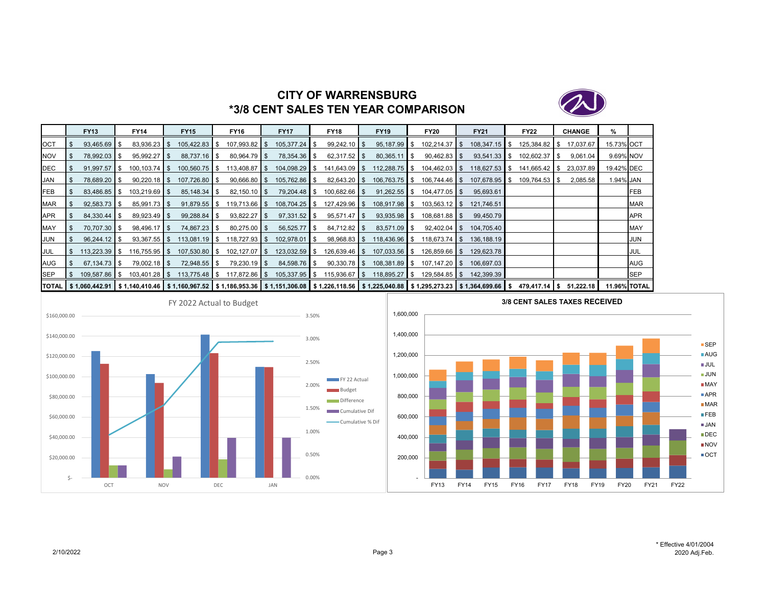# CITY OF WARRENSBURG
## *3/8 CENT SALES TEN YEAR COMPARISON

| | FY13 | FY14 | FY15 | FY16 | FY17 | FY18 | FY19 | FY20 | FY21 | FY22 | CHANGE | % | |
|---|---|---|---|---|---|---|---|---|---|---|---|---|---|
| OCT | $ 93,465.69 | $ 83,936.23 | $ 105,422.83 | $ 107,993.82 | $ 105,377.24 | $ 99,242.10 | $ 95,187.99 | $ 102,214.37 | $ 108,347.15 | $ 125,384.82 | $ 17,037.67 | 15.73% | OCT |
| NOV | $ 78,992.03 | $ 95,992.27 | $ 88,737.16 | $ 80,964.79 | $ 78,354.36 | $ 62,317.52 | $ 80,365.11 | $ 90,462.83 | $ 93,541.33 | $ 102,602.37 | $ 9,061.04 | 9.69% | NOV |
| DEC | $ 91,997.57 | $ 100,103.74 | $ 100,560.75 | $ 113,408.87 | $ 104,098.29 | $ 141,643.09 | $ 112,288.75 | $ 104,462.03 | $ 118,627.53 | $ 141,665.42 | $ 23,037.89 | 19.42% | DEC |
| JAN | $ 78,689.20 | $ 90,220.18 | $ 107,726.80 | $ 90,666.80 | $ 105,762.86 | $ 82,643.20 | $ 106,763.75 | $ 106,744.46 | $ 107,678.95 | $ 109,764.53 | $ 2,085.58 | 1.94% | JAN |
| FEB | $ 83,486.85 | $ 103,219.69 | $ 85,148.34 | $ 82,150.10 | $ 79,204.48 | $ 100,682.66 | $ 91,262.55 | $ 104,477.05 | $ 95,693.61 | | | | FEB |
| MAR | $ 92,583.73 | $ 85,991.73 | $ 91,879.55 | $ 119,713.66 | $ 108,704.25 | $ 127,429.96 | $ 108,917.98 | $ 103,563.12 | $ 121,746.51 | | | | MAR |
| APR | $ 84,330.44 | $ 89,923.49 | $ 99,288.84 | $ 93,822.27 | $ 97,331.52 | $ 95,571.47 | $ 93,935.98 | $ 108,681.88 | $ 99,450.79 | | | | APR |
| MAY | $ 70,707.30 | $ 98,496.17 | $ 74,867.23 | $ 80,275.00 | $ 56,525.77 | $ 84,712.82 | $ 83,571.09 | $ 92,402.04 | $ 104,705.40 | | | | MAY |
| JUN | $ 96,244.12 | $ 93,367.55 | $ 113,081.19 | $ 118,727.93 | $ 102,978.01 | $ 98,968.83 | $ 118,436.96 | $ 118,673.74 | $ 136,188.19 | | | | JUN |
| JUL | $ 113,223.39 | $ 116,755.95 | $ 107,530.80 | $ 102,127.07 | $ 123,032.59 | $ 126,639.46 | $ 107,033.56 | $ 126,859.66 | $ 129,623.78 | | | | JUL |
| AUG | $ 67,134.73 | $ 79,002.18 | $ 72,948.55 | $ 79,230.19 | $ 84,598.76 | $ 90,330.78 | $ 108,381.89 | $ 107,147.20 | $ 106,697.03 | | | | AUG |
| SEP | $ 109,587.86 | $ 103,401.28 | $ 113,775.48 | $ 117,872.86 | $ 105,337.95 | $ 115,936.67 | $ 118,895.27 | $ 129,584.85 | $ 142,399.39 | | | | SEP |
| TOTAL | $ 1,060,442.91 | $ 1,140,410.46 | $ 1,160,967.52 | $ 1,186,953.36 | $ 1,151,306.08 | $ 1,226,118.56 | $ 1,225,040.88 | $ 1,295,273.23 | $ 1,364,699.66 | $ 479,417.14 | $ 51,222.18 | 11.96% | TOTAL |

FY 2022 Actual to Budget

3/8 CENT SALES TAXES RECEIVED

2/10/2022

\* Effective 4/01/2004
2020 Adj.Feb.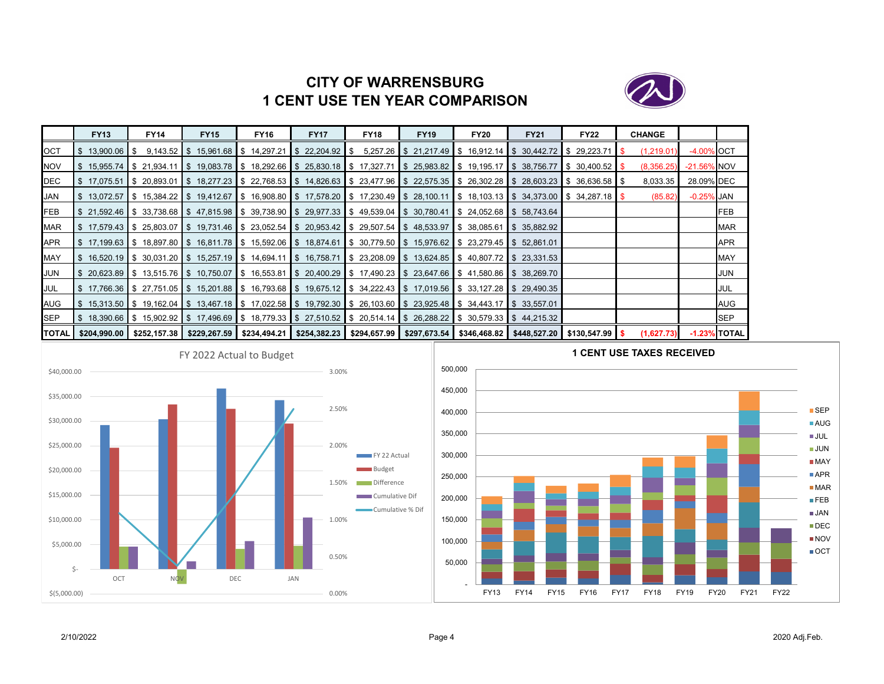# CITY OF WARRENSBURG
# 1 CENT USE TEN YEAR COMPARISON

| | FY13 | FY14 | FY15 | FY16 | FY17 | FY18 | FY19 | FY20 | FY21 | FY22 | CHANGE | | |
|---|---|---|---|---|---|---|---|---|---|---|---|---|---|
| OCT | $ 13,900.06 | $ 9,143.52 | $ 15,961.68 | $ 14,297.21 | $ 22,204.92 | $ 5,257.26 | $ 21,217.49 | $ 16,912.14 | $ 30,442.72 | $ 29,223.71 | $ (1,219.01) | -4.00% | OCT |
| NOV | $ 15,955.74 | $ 21,934.11 | $ 19,083.78 | $ 18,292.66 | $ 25,830.18 | $ 17,327.71 | $ 25,983.82 | $ 19,195.17 | $ 38,756.77 | $ 30,400.52 | $ (8,356.25) | -21.56% | NOV |
| DEC | $ 17,075.51 | $ 20,893.01 | $ 18,277.23 | $ 22,768.53 | $ 14,826.63 | $ 23,477.96 | $ 22,575.35 | $ 26,302.28 | $ 28,603.23 | $ 36,636.58 | $ 8,033.35 | 28.09% | DEC |
| JAN | $ 13,072.57 | $ 15,384.22 | $ 19,412.67 | $ 16,908.80 | $ 17,578.20 | $ 17,230.49 | $ 28,100.11 | $ 18,103.13 | $ 34,373.00 | $ 34,287.18 | $ (85.82) | -0.25% | JAN |
| FEB | $ 21,592.46 | $ 33,738.68 | $ 47,815.98 | $ 39,738.90 | $ 29,977.33 | $ 49,539.04 | $ 30,780.41 | $ 24,052.68 | $ 58,743.64 | | | | FEB |
| MAR | $ 17,579.43 | $ 25,803.07 | $ 19,731.46 | $ 23,052.54 | $ 20,953.42 | $ 29,507.54 | $ 48,533.97 | $ 38,085.61 | $ 35,882.92 | | | | MAR |
| APR | $ 17,199.63 | $ 18,897.80 | $ 16,811.78 | $ 15,592.06 | $ 18,874.61 | $ 30,779.50 | $ 15,976.62 | $ 23,279.45 | $ 52,861.01 | | | | APR |
| MAY | $ 16,520.19 | $ 30,031.20 | $ 15,257.19 | $ 14,694.11 | $ 16,758.71 | $ 23,208.09 | $ 13,624.85 | $ 40,807.72 | $ 23,331.53 | | | | MAY |
| JUN | $ 20,623.89 | $ 13,515.76 | $ 10,750.07 | $ 16,553.81 | $ 20,400.29 | $ 17,490.23 | $ 23,647.66 | $ 41,580.86 | $ 38,269.70 | | | | JUN |
| JUL | $ 17,766.36 | $ 27,751.05 | $ 15,201.88 | $ 16,793.68 | $ 19,675.12 | $ 34,222.43 | $ 17,019.56 | $ 33,127.28 | $ 29,490.35 | | | | JUL |
| AUG | $ 15,313.50 | $ 19,162.04 | $ 13,467.18 | $ 17,022.58 | $ 19,792.30 | $ 26,103.60 | $ 23,925.48 | $ 34,443.17 | $ 33,557.01 | | | | AUG |
| SEP | $ 18,390.66 | $ 15,902.92 | $ 17,496.69 | $ 18,779.33 | $ 27,510.52 | $ 20,514.14 | $ 26,288.22 | $ 30,579.33 | $ 44,215.32 | | | | SEP |
| **TOTAL** | **$204,990.00** | **$252,157.38** | **$229,267.59** | **$234,494.21** | **$254,382.23** | **$294,657.99** | **$297,673.54** | **$346,468.82** | **$448,527.20** | **$130,547.99** | **$ (1,627.73)** | **-1.23%** | **TOTAL** |

FY 2022 Actual to Budget

1 CENT USE TAXES RECEIVED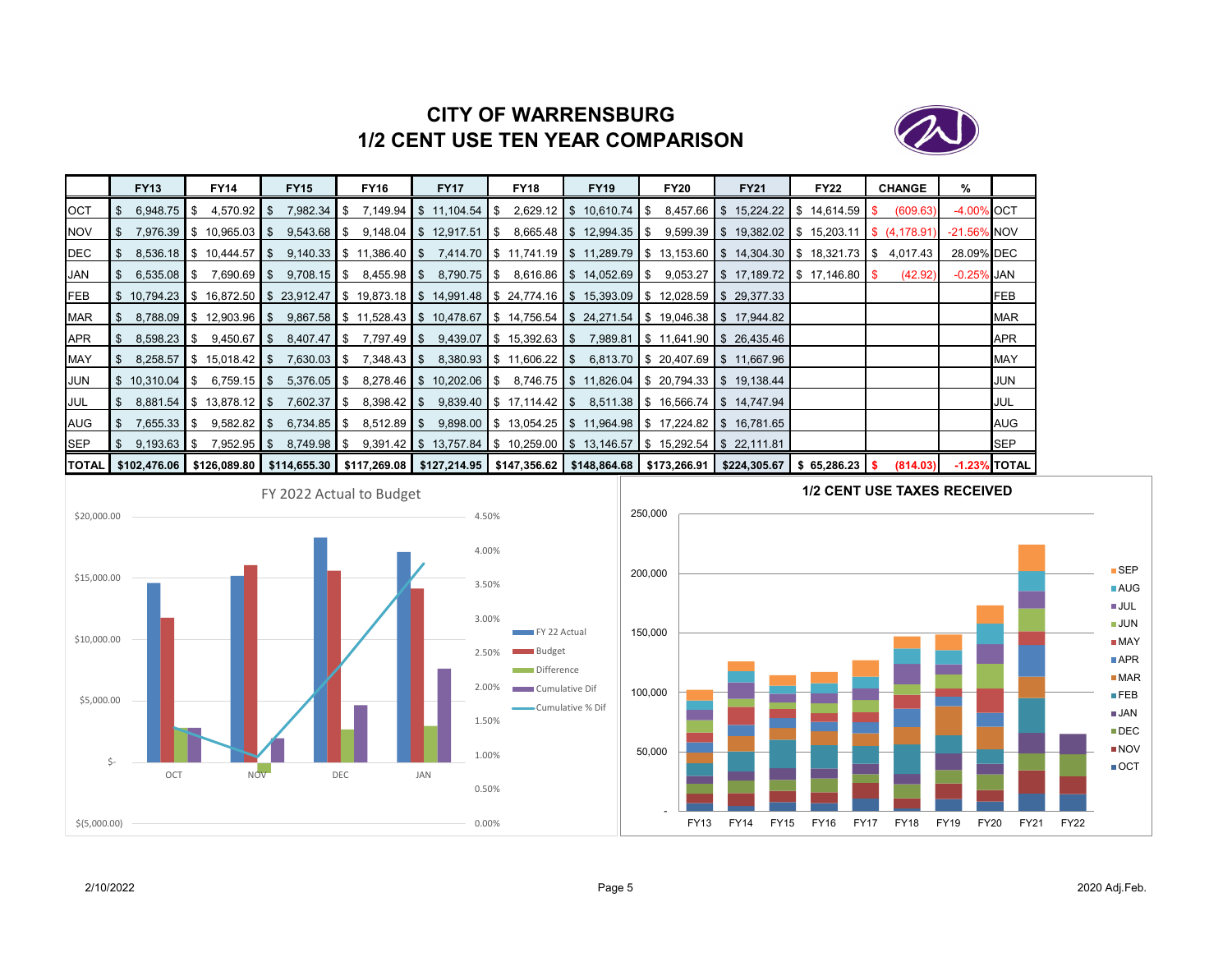# CITY OF WARRENSBURG
# 1/2 CENT USE TEN YEAR COMPARISON

| | FY13 | FY14 | FY15 | FY16 | FY17 | FY18 | FY19 | FY20 | FY21 | FY22 | CHANGE | % | |
|---|---|---|---|---|---|---|---|---|---|---|---|---|---|
| OCT | $ 6,948.75 | $ 4,570.92 | $ 7,982.34 | $ 7,149.94 | $ 11,104.54 | $ 2,629.12 | $ 10,610.74 | $ 8,457.66 | $ 15,224.22 | $ 14,614.59 | $ (609.63) | -4.00% | OCT |
| NOV | $ 7,976.39 | $ 10,965.03 | $ 9,543.68 | $ 9,148.04 | $ 12,917.51 | $ 8,665.48 | $ 12,994.35 | $ 9,599.39 | $ 19,382.02 | $ 15,203.11 | $ (4,178.91) | -21.56% | NOV |
| DEC | $ 8,536.18 | $ 10,444.57 | $ 9,140.33 | $ 11,386.40 | $ 7,414.70 | $ 11,741.19 | $ 11,289.79 | $ 13,153.60 | $ 14,304.30 | $ 18,321.73 | $ 4,017.43 | 28.09% | DEC |
| JAN | $ 6,535.08 | $ 7,690.69 | $ 9,708.15 | $ 8,455.98 | $ 8,790.75 | $ 8,616.86 | $ 14,052.69 | $ 9,053.27 | $ 17,189.72 | $ 17,146.80 | $ (42.92) | -0.25% | JAN |
| FEB | $ 10,794.23 | $ 16,872.50 | $ 23,912.47 | $ 19,873.18 | $ 14,991.48 | $ 24,774.16 | $ 15,393.09 | $ 12,028.59 | $ 29,377.33 | | | | FEB |
| MAR | $ 8,788.09 | $ 12,903.96 | $ 9,867.58 | $ 11,528.43 | $ 10,478.67 | $ 14,756.54 | $ 24,271.54 | $ 19,046.38 | $ 17,944.82 | | | | MAR |
| APR | $ 8,598.23 | $ 9,450.67 | $ 8,407.47 | $ 7,797.49 | $ 9,439.07 | $ 15,392.63 | $ 7,989.81 | $ 11,641.90 | $ 26,435.46 | | | | APR |
| MAY | $ 8,258.57 | $ 15,018.42 | $ 7,630.03 | $ 7,348.43 | $ 8,380.93 | $ 11,606.22 | $ 6,813.70 | $ 20,407.69 | $ 11,667.96 | | | | MAY |
| JUN | $ 10,310.04 | $ 6,759.15 | $ 5,376.05 | $ 8,278.46 | $ 10,202.06 | $ 8,746.75 | $ 11,826.04 | $ 20,794.33 | $ 19,138.44 | | | | JUN |
| JUL | $ 8,881.54 | $ 13,878.12 | $ 7,602.37 | $ 8,398.42 | $ 9,839.40 | $ 17,114.42 | $ 8,511.38 | $ 16,566.74 | $ 14,747.94 | | | | JUL |
| AUG | $ 7,655.33 | $ 9,582.82 | $ 6,734.85 | $ 8,512.89 | $ 9,898.00 | $ 13,054.25 | $ 11,964.98 | $ 17,224.82 | $ 16,781.65 | | | | AUG |
| SEP | $ 9,193.63 | $ 7,952.95 | $ 8,749.98 | $ 9,391.42 | $ 13,757.84 | $ 10,259.00 | $ 13,146.57 | $ 15,292.54 | $ 22,111.81 | | | | SEP |
| TOTAL | $102,476.06 | $126,089.80 | $114,655.30 | $117,269.08 | $127,214.95 | $147,356.62 | $148,864.68 | $173,266.91 | $224,305.67 | $ 65,286.23 | $ (814.03) | -1.23% | TOTAL |

**FY 2022 Actual to Budget**

Legend: FY 22 Actual, Budget, Difference, Cumulative Dif, Cumulative % Dif

**1/2 CENT USE TAXES RECEIVED**

2/10/2022 2020 Adj.Feb.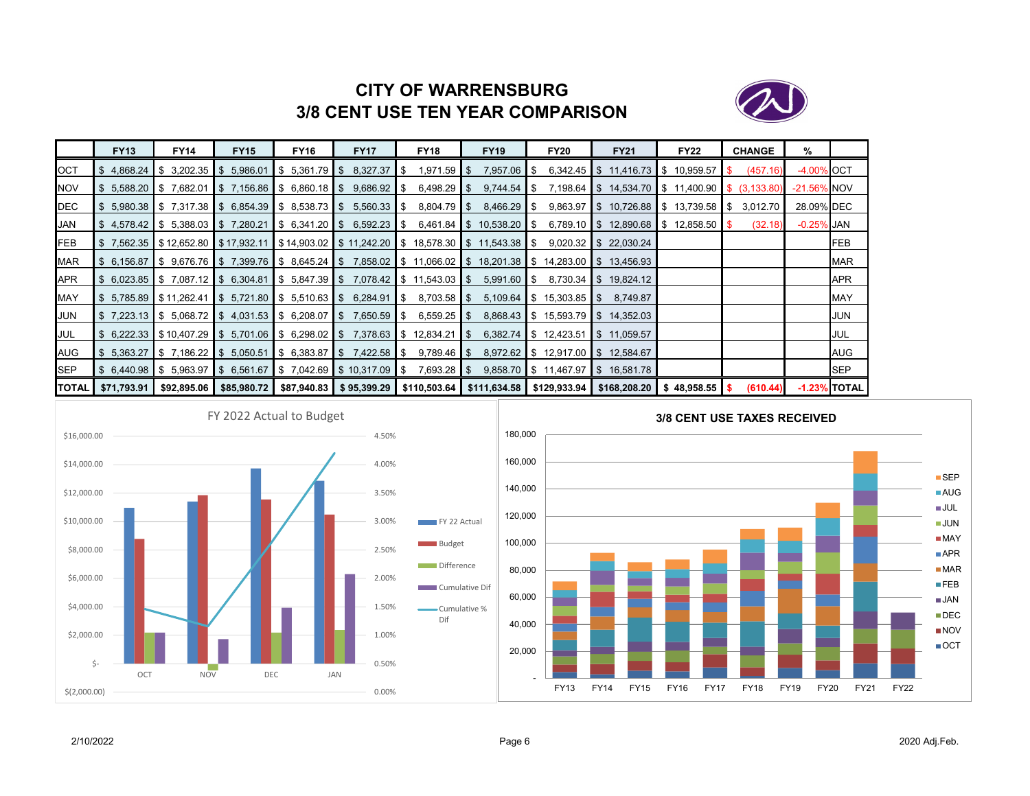# CITY OF WARRENSBURG
## 3/8 CENT USE TEN YEAR COMPARISON

| | FY13 | FY14 | FY15 | FY16 | FY17 | FY18 | FY19 | FY20 | FY21 | FY22 | CHANGE | % | |
|---|---|---|---|---|---|---|---|---|---|---|---|---|---|
| OCT | $ 4,868.24 | $ 3,202.35 | $ 5,986.01 | $ 5,361.79 | $ 8,327.37 | $ 1,971.59 | $ 7,957.06 | $ 6,342.45 | $ 11,416.73 | $ 10,959.57 | $ (457.16) | -4.00% | OCT |
| NOV | $ 5,588.20 | $ 7,682.01 | $ 7,156.86 | $ 6,860.18 | $ 9,686.92 | $ 6,498.29 | $ 9,744.54 | $ 7,198.64 | $ 14,534.70 | $ 11,400.90 | $ (3,133.80) | -21.56% | NOV |
| DEC | $ 5,980.38 | $ 7,317.38 | $ 6,854.39 | $ 8,538.73 | $ 5,560.33 | $ 8,804.79 | $ 8,466.29 | $ 9,863.97 | $ 10,726.88 | $ 13,739.58 | $ 3,012.70 | 28.09% | DEC |
| JAN | $ 4,578.42 | $ 5,388.03 | $ 7,280.21 | $ 6,341.20 | $ 6,592.23 | $ 6,461.84 | $ 10,538.20 | $ 6,789.10 | $ 12,890.68 | $ 12,858.50 | $ (32.18) | -0.25% | JAN |
| FEB | $ 7,562.35 | $ 12,652.80 | $ 17,932.11 | $ 14,903.02 | $ 11,242.20 | $ 18,578.30 | $ 11,543.38 | $ 9,020.32 | $ 22,030.24 | | | | FEB |
| MAR | $ 6,156.87 | $ 9,676.76 | $ 7,399.76 | $ 8,645.24 | $ 7,858.02 | $ 11,066.02 | $ 18,201.38 | $ 14,283.00 | $ 13,456.93 | | | | MAR |
| APR | $ 6,023.85 | $ 7,087.12 | $ 6,304.81 | $ 5,847.39 | $ 7,078.42 | $ 11,543.03 | $ 5,991.60 | $ 8,730.34 | $ 19,824.12 | | | | APR |
| MAY | $ 5,785.89 | $ 11,262.41 | $ 5,721.80 | $ 5,510.63 | $ 6,284.91 | $ 8,703.58 | $ 5,109.64 | $ 15,303.85 | $ 8,749.87 | | | | MAY |
| JUN | $ 7,223.13 | $ 5,068.72 | $ 4,031.53 | $ 6,208.07 | $ 7,650.59 | $ 6,559.25 | $ 8,868.43 | $ 15,593.79 | $ 14,352.03 | | | | JUN |
| JUL | $ 6,222.33 | $ 10,407.29 | $ 5,701.06 | $ 6,298.02 | $ 7,378.63 | $ 12,834.21 | $ 6,382.74 | $ 12,423.51 | $ 11,059.57 | | | | JUL |
| AUG | $ 5,363.27 | $ 7,186.22 | $ 5,050.51 | $ 6,383.87 | $ 7,422.58 | $ 9,789.46 | $ 8,972.62 | $ 12,917.00 | $ 12,584.67 | | | | AUG |
| SEP | $ 6,440.98 | $ 5,963.97 | $ 6,561.67 | $ 7,042.69 | $ 10,317.09 | $ 7,693.28 | $ 9,858.70 | $ 11,467.97 | $ 16,581.78 | | | | SEP |
| **TOTAL** | **$71,793.91** | **$92,895.06** | **$85,980.72** | **$87,940.83** | **$ 95,399.29** | **$110,503.64** | **$111,634.58** | **$129,933.94** | **$168,208.20** | **$ 48,958.55** | **$ (610.44)** | **-1.23%** | **TOTAL** |

FY 2022 Actual to Budget

3/8 CENT USE TAXES RECEIVED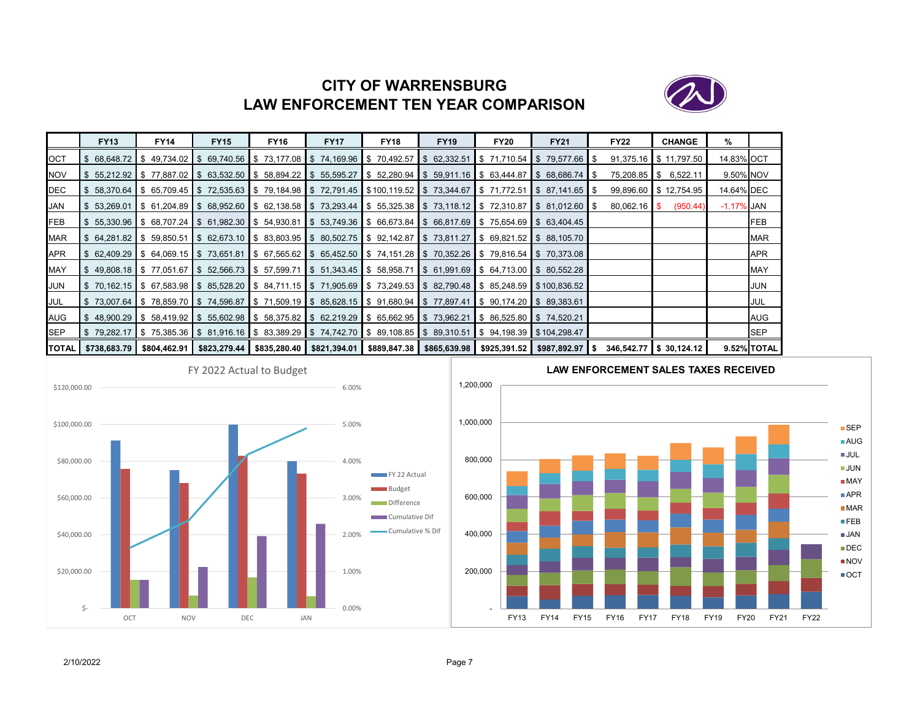# CITY OF WARRENSBURG
## LAW ENFORCEMENT TEN YEAR COMPARISON

| | FY13 | FY14 | FY15 | FY16 | FY17 | FY18 | FY19 | FY20 | FY21 | FY22 | CHANGE | % | |
|---|---|---|---|---|---|---|---|---|---|---|---|---|---|
| OCT | $ 68,648.72 | $ 49,734.02 | $ 69,740.56 | $ 73,177.08 | $ 74,169.96 | $ 70,492.57 | $ 62,332.51 | $ 71,710.54 | $ 79,577.66 | $ 91,375.16 | $ 11,797.50 | 14.83% | OCT |
| NOV | $ 55,212.92 | $ 77,887.02 | $ 63,532.50 | $ 58,894.22 | $ 55,595.27 | $ 52,280.94 | $ 59,911.16 | $ 63,444.87 | $ 68,686.74 | $ 75,208.85 | $ 6,522.11 | 9.50% | NOV |
| DEC | $ 58,370.64 | $ 65,709.45 | $ 72,535.63 | $ 79,184.98 | $ 72,791.45 | $ 100,119.52 | $ 73,344.67 | $ 71,772.51 | $ 87,141.65 | $ 99,896.60 | $ 12,754.95 | 14.64% | DEC |
| JAN | $ 53,269.01 | $ 61,204.89 | $ 68,952.60 | $ 62,138.58 | $ 73,293.44 | $ 55,325.38 | $ 73,118.12 | $ 72,310.87 | $ 81,012.60 | $ 80,062.16 | $ (950.44) | -1.17% | JAN |
| FEB | $ 55,330.96 | $ 68,707.24 | $ 61,982.30 | $ 54,930.81 | $ 53,749.36 | $ 66,673.84 | $ 66,817.69 | $ 75,654.69 | $ 63,404.45 | | | | FEB |
| MAR | $ 64,281.82 | $ 59,850.51 | $ 62,673.10 | $ 83,803.95 | $ 80,502.75 | $ 92,142.87 | $ 73,811.27 | $ 69,821.52 | $ 88,105.70 | | | | MAR |
| APR | $ 62,409.29 | $ 64,069.15 | $ 73,651.81 | $ 67,565.62 | $ 65,452.50 | $ 74,151.28 | $ 70,352.26 | $ 79,816.54 | $ 70,373.08 | | | | APR |
| MAY | $ 49,808.18 | $ 77,051.67 | $ 52,566.73 | $ 57,599.71 | $ 51,343.45 | $ 58,958.71 | $ 61,991.69 | $ 64,713.00 | $ 80,552.28 | | | | MAY |
| JUN | $ 70,162.15 | $ 67,583.98 | $ 85,528.20 | $ 84,711.15 | $ 71,905.69 | $ 73,249.53 | $ 82,790.48 | $ 85,248.59 | $ 100,836.52 | | | | JUN |
| JUL | $ 73,007.64 | $ 78,859.70 | $ 74,596.87 | $ 71,509.19 | $ 85,628.15 | $ 91,680.94 | $ 77,897.41 | $ 90,174.20 | $ 89,383.61 | | | | JUL |
| AUG | $ 48,900.29 | $ 58,419.92 | $ 55,602.98 | $ 58,375.82 | $ 62,219.29 | $ 65,662.95 | $ 73,962.21 | $ 86,525.80 | $ 74,520.21 | | | | AUG |
| SEP | $ 79,282.17 | $ 75,385.36 | $ 81,916.16 | $ 83,389.29 | $ 74,742.70 | $ 89,108.85 | $ 89,310.51 | $ 94,198.39 | $ 104,298.47 | | | | SEP |
| TOTAL | $738,683.79 | $804,462.91 | $823,279.44 | $835,280.40 | $821,394.01 | $889,847.38 | $865,639.98 | $925,391.52 | $987,892.97 | $ 346,542.77 | $ 30,124.12 | 9.52% | TOTAL |

FY 2022 Actual to Budget

LAW ENFORCEMENT SALES TAXES RECEIVED

2/10/2022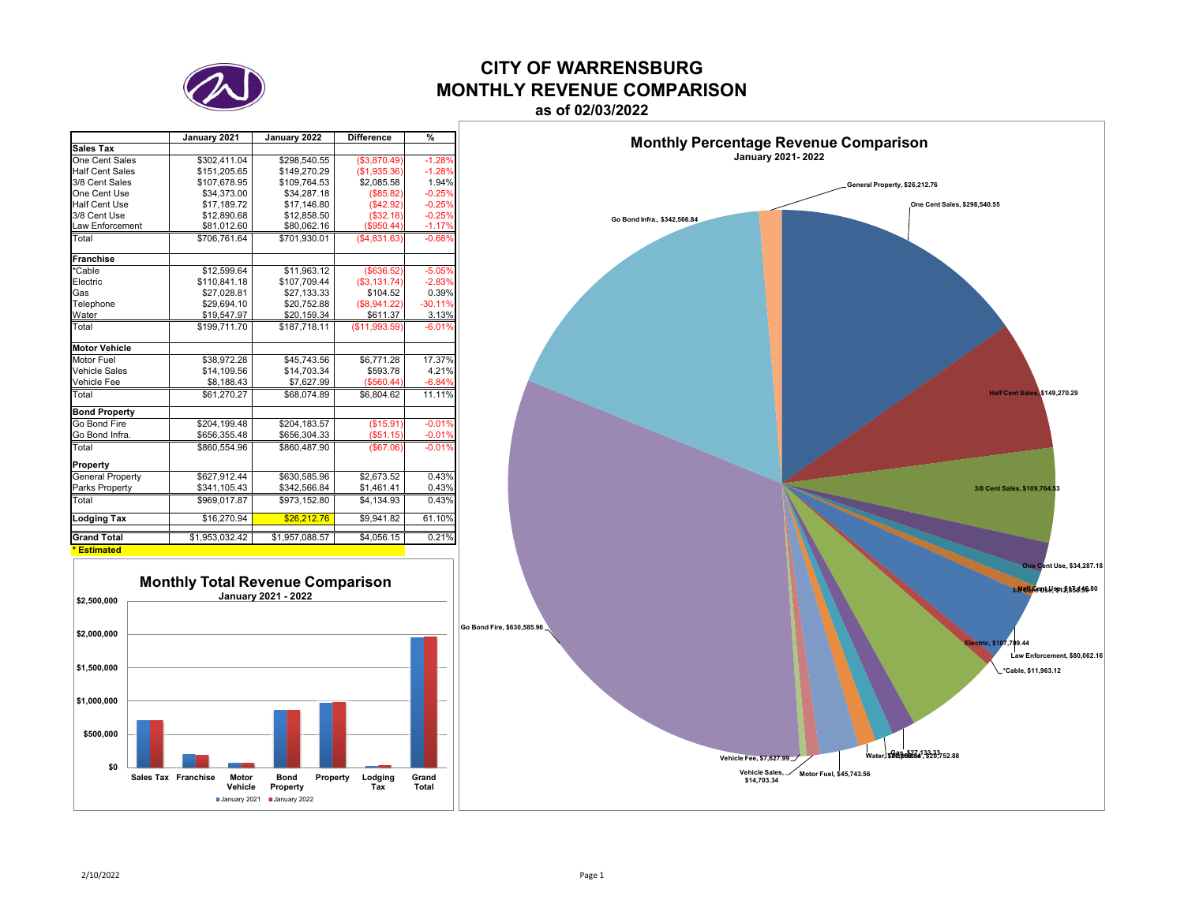# CITY OF WARRENSBURG
# MONTHLY REVENUE COMPARISON
### as of 02/03/2022

| | January 2021 | January 2022 | Difference | % |
|---|---|---|---|---|
| **Sales Tax** | | | | |
| One Cent Sales | $302,411.04 | $298,540.55 | ($3,870.49) | -1.28% |
| Half Cent Sales | $151,205.65 | $149,270.29 | ($1,935.36) | -1.28% |
| 3/8 Cent Sales | $107,678.95 | $109,764.53 | $2,085.58 | 1.94% |
| One Cent Use | $34,373.00 | $34,287.18 | ($85.82) | -0.25% |
| Half Cent Use | $17,189.72 | $17,146.80 | ($42.92) | -0.25% |
| 3/8 Cent Use | $12,890.68 | $12,858.50 | ($32.18) | -0.25% |
| Law Enforcement | $81,012.60 | $80,062.16 | ($950.44) | -1.17% |
| Total | $706,761.64 | $701,930.01 | ($4,831.63) | -0.68% |
| **Franchise** | | | | |
| *Cable | $12,599.64 | $11,963.12 | ($636.52) | -5.05% |
| Electric | $110,841.18 | $107,709.44 | ($3,131.74) | -2.83% |
| Gas | $27,028.81 | $27,133.33 | $104.52 | 0.39% |
| Telephone | $29,694.10 | $20,752.88 | ($8,941.22) | -30.11% |
| Water | $19,547.97 | $20,159.34 | $611.37 | 3.13% |
| Total | $199,711.70 | $187,718.11 | ($11,993.59) | -6.01% |
| **Motor Vehicle** | | | | |
| Motor Fuel | $38,972.28 | $45,743.56 | $6,771.28 | 17.37% |
| Vehicle Sales | $14,109.56 | $14,703.34 | $593.78 | 4.21% |
| Vehicle Fee | $8,188.43 | $7,627.99 | ($560.44) | -6.84% |
| Total | $61,270.27 | $68,074.89 | $6,804.62 | 11.11% |
| **Bond Property** | | | | |
| Go Bond Fire | $204,199.48 | $204,183.57 | ($15.91) | -0.01% |
| Go Bond Infra. | $656,355.48 | $656,304.33 | ($51.15) | -0.01% |
| Total | $860,554.96 | $860,487.90 | ($67.06) | -0.01% |
| **Property** | | | | |
| General Property | $627,912.44 | $630,585.96 | $2,673.52 | 0.43% |
| Parks Property | $341,105.43 | $342,566.84 | $1,461.41 | 0.43% |
| Total | $969,017.87 | $973,152.80 | $4,134.93 | 0.43% |
| **Lodging Tax** | $16,270.94 | $26,212.76 | $9,941.82 | 61.10% |
| **Grand Total** | $1,953,032.42 | $1,957,088.57 | $4,056.15 | 0.21% |

**\* Estimated**

## Monthly Total Revenue Comparison
January 2021 - 2022

| | January 2021 | January 2022 |
|---|---|---|
| Sales Tax | $706,761.64 | $701,930.01 |
| Franchise | $199,711.70 | $187,718.11 |
| Motor Vehicle | $61,270.27 | $68,074.89 |
| Bond Property | $860,554.96 | $860,487.90 |
| Property | $969,017.87 | $973,152.80 |
| Lodging Tax | $16,270.94 | $26,212.76 |
| Grand Total | $1,953,032.42 | $1,957,088.57 |

## Monthly Percentage Revenue Comparison
January 2021- 2022

- General Property, $26,212.76
- One Cent Sales, $298,540.55
- Half Cent Sales, $149,270.29
- 3/8 Cent Sales, $109,764.53
- One Cent Use, $34,287.18
- Half Cent Use, $17,146.80
- 3/8 Cent Use, $12,858.50
- Electric, $107,709.44
- Law Enforcement, $80,062.16
- *Cable, $11,963.12
- Gas, $27,133.33
- Telephone, $20,752.88
- Water, $20,159.34
- Motor Fuel, $45,743.56
- Vehicle Sales, $14,703.34
- Vehicle Fee, $7,627.99
- Go Bond Fire, $630,585.96
- Go Bond Infra., $342,566.84

2/10/2022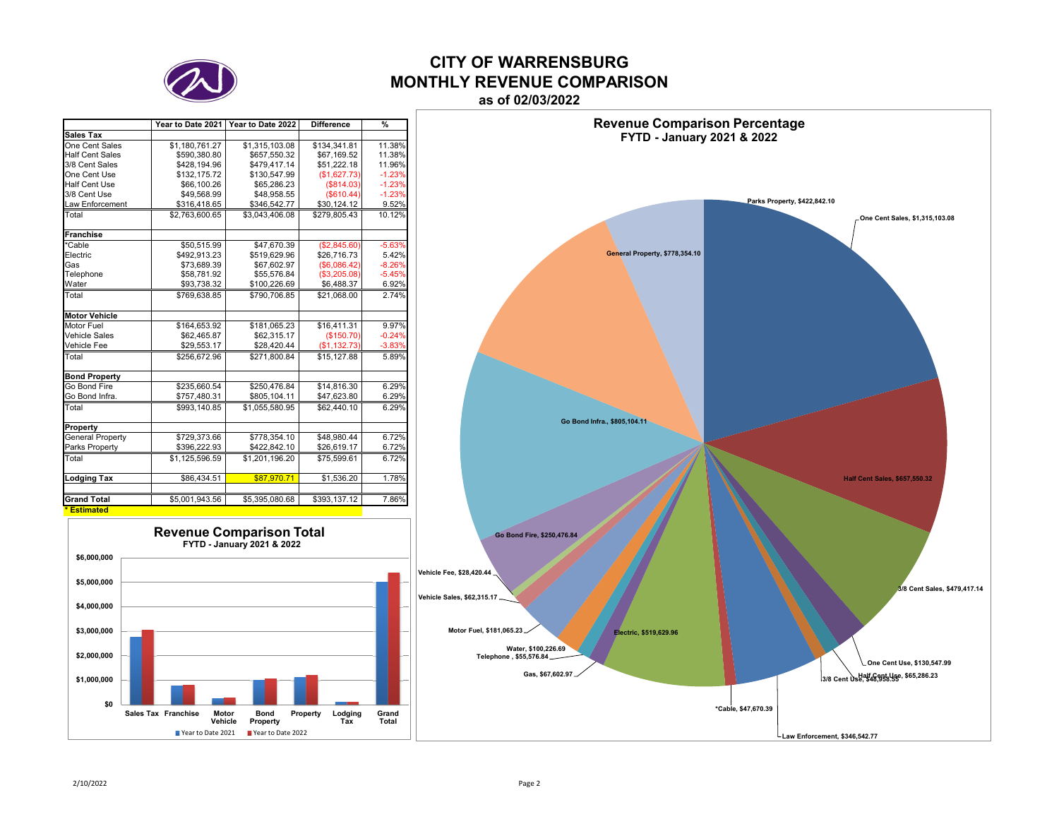# CITY OF WARRENSBURG
## MONTHLY REVENUE COMPARISON
### as of 02/03/2022

| | Year to Date 2021 | Year to Date 2022 | Difference | % |
|---|---|---|---|---|
| **Sales Tax** | | | | |
| One Cent Sales | $1,180,761.27 | $1,315,103.08 | $134,341.81 | 11.38% |
| Half Cent Sales | $590,380.80 | $657,550.32 | $67,169.52 | 11.38% |
| 3/8 Cent Sales | $428,194.96 | $479,417.14 | $51,222.18 | 11.96% |
| One Cent Use | $132,175.72 | $130,547.99 | ($1,627.73) | -1.23% |
| Half Cent Use | $66,100.26 | $65,286.23 | ($814.03) | -1.23% |
| 3/8 Cent Use | $49,568.99 | $48,958.55 | ($610.44) | -1.23% |
| Law Enforcement | $316,418.65 | $346,542.77 | $30,124.12 | 9.52% |
| Total | $2,763,600.65 | $3,043,406.08 | $279,805.43 | 10.12% |
| **Franchise** | | | | |
| *Cable | $50,515.99 | $47,670.39 | ($2,845.60) | -5.63% |
| Electric | $492,913.23 | $519,629.96 | $26,716.73 | 5.42% |
| Gas | $73,689.39 | $67,602.97 | ($6,086.42) | -8.26% |
| Telephone | $58,781.92 | $55,576.84 | ($3,205.08) | -5.45% |
| Water | $93,738.32 | $100,226.69 | $6,488.37 | 6.92% |
| Total | $769,638.85 | $790,706.85 | $21,068.00 | 2.74% |
| **Motor Vehicle** | | | | |
| Motor Fuel | $164,653.92 | $181,065.23 | $16,411.31 | 9.97% |
| Vehicle Sales | $62,465.87 | $62,315.17 | ($150.70) | -0.24% |
| Vehicle Fee | $29,553.17 | $28,420.44 | ($1,132.73) | -3.83% |
| Total | $256,672.96 | $271,800.84 | $15,127.88 | 5.89% |
| **Bond Property** | | | | |
| Go Bond Fire | $235,660.54 | $250,476.84 | $14,816.30 | 6.29% |
| Go Bond Infra. | $757,480.31 | $805,104.11 | $47,623.80 | 6.29% |
| Total | $993,140.85 | $1,055,580.95 | $62,440.10 | 6.29% |
| **Property** | | | | |
| General Property | $729,373.66 | $778,354.10 | $48,980.44 | 6.72% |
| Parks Property | $396,222.93 | $422,842.10 | $26,619.17 | 6.72% |
| Total | $1,125,596.59 | $1,201,196.20 | $75,599.61 | 6.72% |
| **Lodging Tax** | $86,434.51 | $87,970.71 | $1,536.20 | 1.78% |
| **Grand Total** | $5,001,943.56 | $5,395,080.68 | $393,137.12 | 7.86% |

*** Estimated**

**Revenue Comparison Total**
FYTD - January 2021 & 2022

(Bar chart: Sales Tax, Franchise, Motor Vehicle, Bond Property, Property, Lodging Tax, Grand Total; Year to Date 2021 vs Year to Date 2022)

**Revenue Comparison Percentage**
FYTD - January 2021 & 2022

(Pie chart labels: One Cent Sales, $1,315,103.08; Half Cent Sales, $657,550.32; 3/8 Cent Sales, $479,417.14; One Cent Use, $130,547.99; Half Cent Use, $65,286.23; 3/8 Cent Use, $48,958.55; Law Enforcement, $346,542.77; *Cable, $47,670.39; Electric, $519,629.96; Gas, $67,602.97; Telephone, $55,576.84; Water, $100,226.69; Motor Fuel, $181,065.23; Vehicle Sales, $62,315.17; Vehicle Fee, $28,420.44; Go Bond Fire, $250,476.84; Go Bond Infra., $805,104.11; General Property, $778,354.10; Parks Property, $422,842.10)

2/10/2022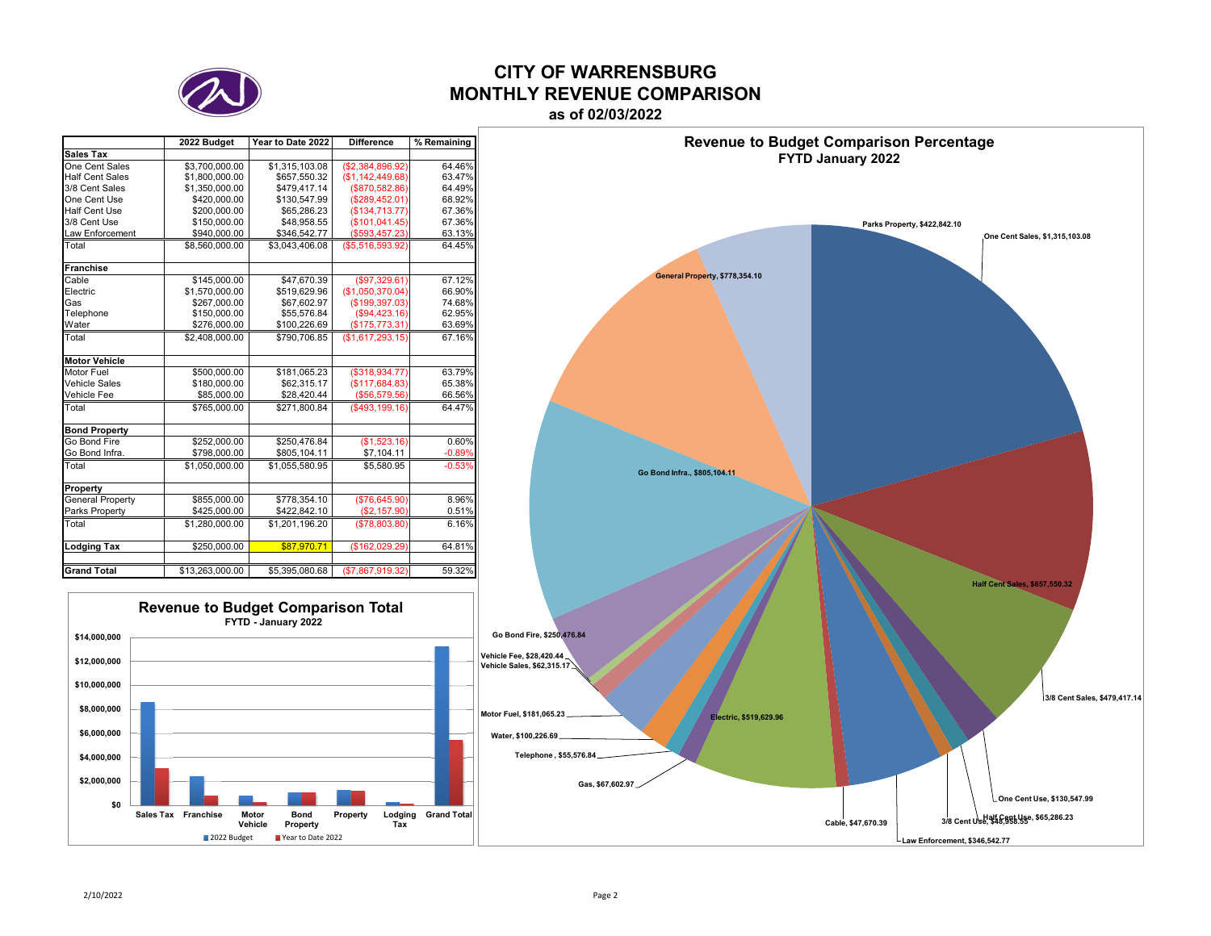# CITY OF WARRENSBURG
# MONTHLY REVENUE COMPARISON
### as of 02/03/2022

| | 2022 Budget | Year to Date 2022 | Difference | % Remaining |
|---|---|---|---|---|
| **Sales Tax** | | | | |
| One Cent Sales | $3,700,000.00 | $1,315,103.08 | ($2,384,896.92) | 64.46% |
| Half Cent Sales | $1,800,000.00 | $657,550.32 | ($1,142,449.68) | 63.47% |
| 3/8 Cent Sales | $1,350,000.00 | $479,417.14 | ($870,582.86) | 64.49% |
| One Cent Use | $420,000.00 | $130,547.99 | ($289,452.01) | 68.92% |
| Half Cent Use | $200,000.00 | $65,286.23 | ($134,713.77) | 67.36% |
| 3/8 Cent Use | $150,000.00 | $48,958.55 | ($101,041.45) | 67.36% |
| Law Enforcement | $940,000.00 | $346,542.77 | ($593,457.23) | 63.13% |
| Total | $8,560,000.00 | $3,043,406.08 | ($5,516,593.92) | 64.45% |
| **Franchise** | | | | |
| Cable | $145,000.00 | $47,670.39 | ($97,329.61) | 67.12% |
| Electric | $1,570,000.00 | $519,629.96 | ($1,050,370.04) | 66.90% |
| Gas | $267,000.00 | $67,602.97 | ($199,397.03) | 74.68% |
| Telephone | $150,000.00 | $55,576.84 | ($94,423.16) | 62.95% |
| Water | $276,000.00 | $100,226.69 | ($175,773.31) | 63.69% |
| Total | $2,408,000.00 | $790,706.85 | ($1,617,293.15) | 67.16% |
| **Motor Vehicle** | | | | |
| Motor Fuel | $500,000.00 | $181,065.23 | ($318,934.77) | 63.79% |
| Vehicle Sales | $180,000.00 | $62,315.17 | ($117,684.83) | 65.38% |
| Vehicle Fee | $85,000.00 | $28,420.44 | ($56,579.56) | 66.56% |
| Total | $765,000.00 | $271,800.84 | ($493,199.16) | 64.47% |
| **Bond Property** | | | | |
| Go Bond Fire | $252,000.00 | $250,476.84 | ($1,523.16) | 0.60% |
| Go Bond Infra. | $798,000.00 | $805,104.11 | $7,104.11 | -0.89% |
| Total | $1,050,000.00 | $1,055,580.95 | $5,580.95 | -0.53% |
| **Property** | | | | |
| General Property | $855,000.00 | $778,354.10 | ($76,645.90) | 8.96% |
| Parks Property | $425,000.00 | $422,842.10 | ($2,157.90) | 0.51% |
| Total | $1,280,000.00 | $1,201,196.20 | ($78,803.80) | 6.16% |
| **Lodging Tax** | $250,000.00 | $87,970.71 | ($162,029.29) | 64.81% |
| **Grand Total** | $13,263,000.00 | $5,395,080.68 | ($7,867,919.32) | 59.32% |

## Revenue to Budget Comparison Total
### FYTD - January 2022

| | 2022 Budget | Year to Date 2022 |
|---|---|---|
| Sales Tax | $8,560,000 | $3,043,406 |
| Franchise | $2,408,000 | $790,707 |
| Motor Vehicle | $765,000 | $271,801 |
| Bond Property | $1,050,000 | $1,055,581 |
| Property | $1,280,000 | $1,201,196 |
| Lodging Tax | $250,000 | $87,971 |
| Grand Total | $13,263,000 | $5,395,081 |

## Revenue to Budget Comparison Percentage
### FYTD January 2022

- One Cent Sales, $1,315,103.08
- Half Cent Sales, $657,550.32
- 3/8 Cent Sales, $479,417.14
- One Cent Use, $130,547.99
- Half Cent Use, $65,286.23
- 3/8 Cent Use, $48,958.55
- Law Enforcement, $346,542.77
- Cable, $47,670.39
- Electric, $519,629.96
- Gas, $67,602.97
- Telephone , $55,576.84
- Water, $100,226.69
- Motor Fuel, $181,065.23
- Vehicle Sales, $62,315.17
- Vehicle Fee, $28,420.44
- Go Bond Fire, $250,476.84
- Go Bond Infra., $805,104.11
- General Property, $778,354.10
- Parks Property, $422,842.10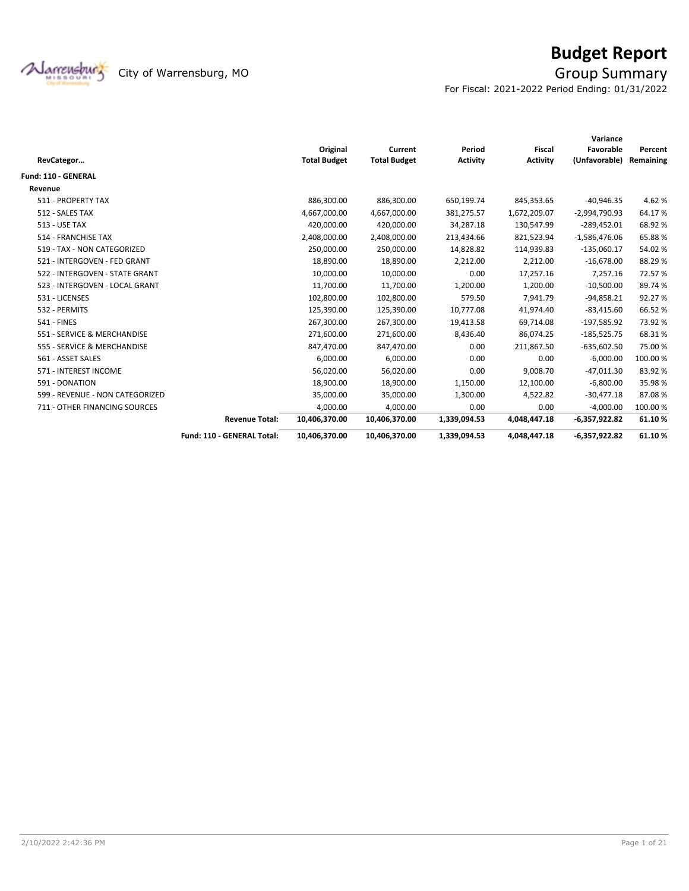# Budget Report

City of Warrensburg, MO

## Group Summary

For Fiscal: 2021-2022 Period Ending: 01/31/2022

| RevCategor… | Original Total Budget | Current Total Budget | Period Activity | Fiscal Activity | Variance Favorable (Unfavorable) | Percent Remaining |
|---|---|---|---|---|---|---|
| **Fund: 110 - GENERAL** | | | | | | |
| **Revenue** | | | | | | |
| 511 - PROPERTY TAX | 886,300.00 | 886,300.00 | 650,199.74 | 845,353.65 | -40,946.35 | 4.62 % |
| 512 - SALES TAX | 4,667,000.00 | 4,667,000.00 | 381,275.57 | 1,672,209.07 | -2,994,790.93 | 64.17 % |
| 513 - USE TAX | 420,000.00 | 420,000.00 | 34,287.18 | 130,547.99 | -289,452.01 | 68.92 % |
| 514 - FRANCHISE TAX | 2,408,000.00 | 2,408,000.00 | 213,434.66 | 821,523.94 | -1,586,476.06 | 65.88 % |
| 519 - TAX - NON CATEGORIZED | 250,000.00 | 250,000.00 | 14,828.82 | 114,939.83 | -135,060.17 | 54.02 % |
| 521 - INTERGOVEN - FED GRANT | 18,890.00 | 18,890.00 | 2,212.00 | 2,212.00 | -16,678.00 | 88.29 % |
| 522 - INTERGOVEN - STATE GRANT | 10,000.00 | 10,000.00 | 0.00 | 17,257.16 | 7,257.16 | 72.57 % |
| 523 - INTERGOVEN - LOCAL GRANT | 11,700.00 | 11,700.00 | 1,200.00 | 1,200.00 | -10,500.00 | 89.74 % |
| 531 - LICENSES | 102,800.00 | 102,800.00 | 579.50 | 7,941.79 | -94,858.21 | 92.27 % |
| 532 - PERMITS | 125,390.00 | 125,390.00 | 10,777.08 | 41,974.40 | -83,415.60 | 66.52 % |
| 541 - FINES | 267,300.00 | 267,300.00 | 19,413.58 | 69,714.08 | -197,585.92 | 73.92 % |
| 551 - SERVICE & MERCHANDISE | 271,600.00 | 271,600.00 | 8,436.40 | 86,074.25 | -185,525.75 | 68.31 % |
| 555 - SERVICE & MERCHANDISE | 847,470.00 | 847,470.00 | 0.00 | 211,867.50 | -635,602.50 | 75.00 % |
| 561 - ASSET SALES | 6,000.00 | 6,000.00 | 0.00 | 0.00 | -6,000.00 | 100.00 % |
| 571 - INTEREST INCOME | 56,020.00 | 56,020.00 | 0.00 | 9,008.70 | -47,011.30 | 83.92 % |
| 591 - DONATION | 18,900.00 | 18,900.00 | 1,150.00 | 12,100.00 | -6,800.00 | 35.98 % |
| 599 - REVENUE - NON CATEGORIZED | 35,000.00 | 35,000.00 | 1,300.00 | 4,522.82 | -30,477.18 | 87.08 % |
| 711 - OTHER FINANCING SOURCES | 4,000.00 | 4,000.00 | 0.00 | 0.00 | -4,000.00 | 100.00 % |
| **Revenue Total:** | **10,406,370.00** | **10,406,370.00** | **1,339,094.53** | **4,048,447.18** | **-6,357,922.82** | **61.10 %** |
| **Fund: 110 - GENERAL Total:** | **10,406,370.00** | **10,406,370.00** | **1,339,094.53** | **4,048,447.18** | **-6,357,922.82** | **61.10 %** |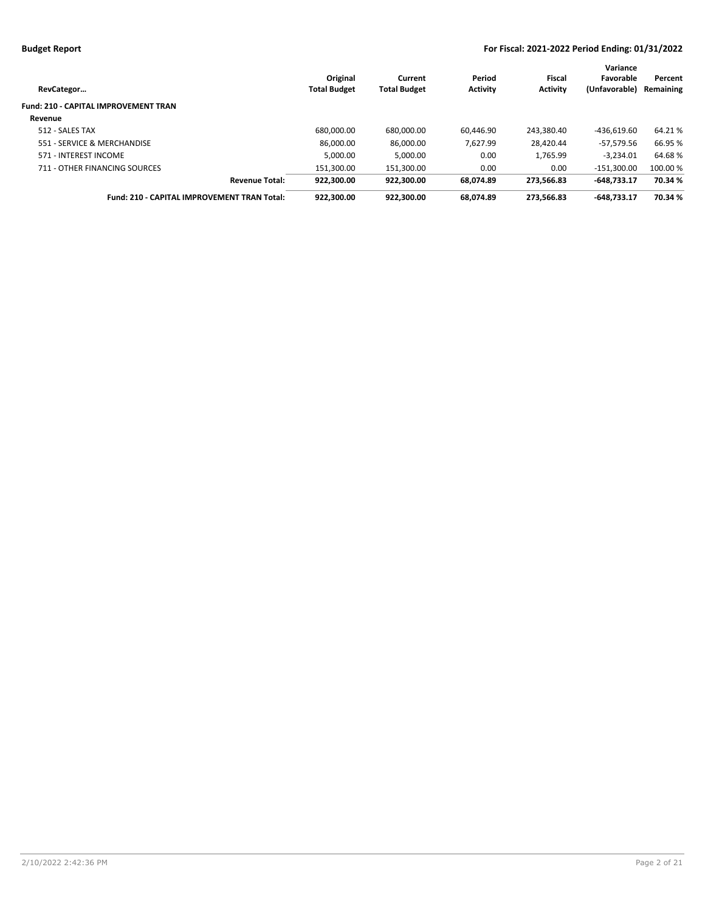**Budget Report** **For Fiscal: 2021-2022 Period Ending: 01/31/2022**

| RevCategor… | Original Total Budget | Current Total Budget | Period Activity | Fiscal Activity | Variance Favorable (Unfavorable) | Percent Remaining |
|---|---|---|---|---|---|---|
| **Fund: 210 - CAPITAL IMPROVEMENT TRAN** | | | | | | |
| **Revenue** | | | | | | |
| 512 - SALES TAX | 680,000.00 | 680,000.00 | 60,446.90 | 243,380.40 | -436,619.60 | 64.21 % |
| 551 - SERVICE & MERCHANDISE | 86,000.00 | 86,000.00 | 7,627.99 | 28,420.44 | -57,579.56 | 66.95 % |
| 571 - INTEREST INCOME | 5,000.00 | 5,000.00 | 0.00 | 1,765.99 | -3,234.01 | 64.68 % |
| 711 - OTHER FINANCING SOURCES | 151,300.00 | 151,300.00 | 0.00 | 0.00 | -151,300.00 | 100.00 % |
| **Revenue Total:** | **922,300.00** | **922,300.00** | **68,074.89** | **273,566.83** | **-648,733.17** | **70.34 %** |
| **Fund: 210 - CAPITAL IMPROVEMENT TRAN Total:** | **922,300.00** | **922,300.00** | **68,074.89** | **273,566.83** | **-648,733.17** | **70.34 %** |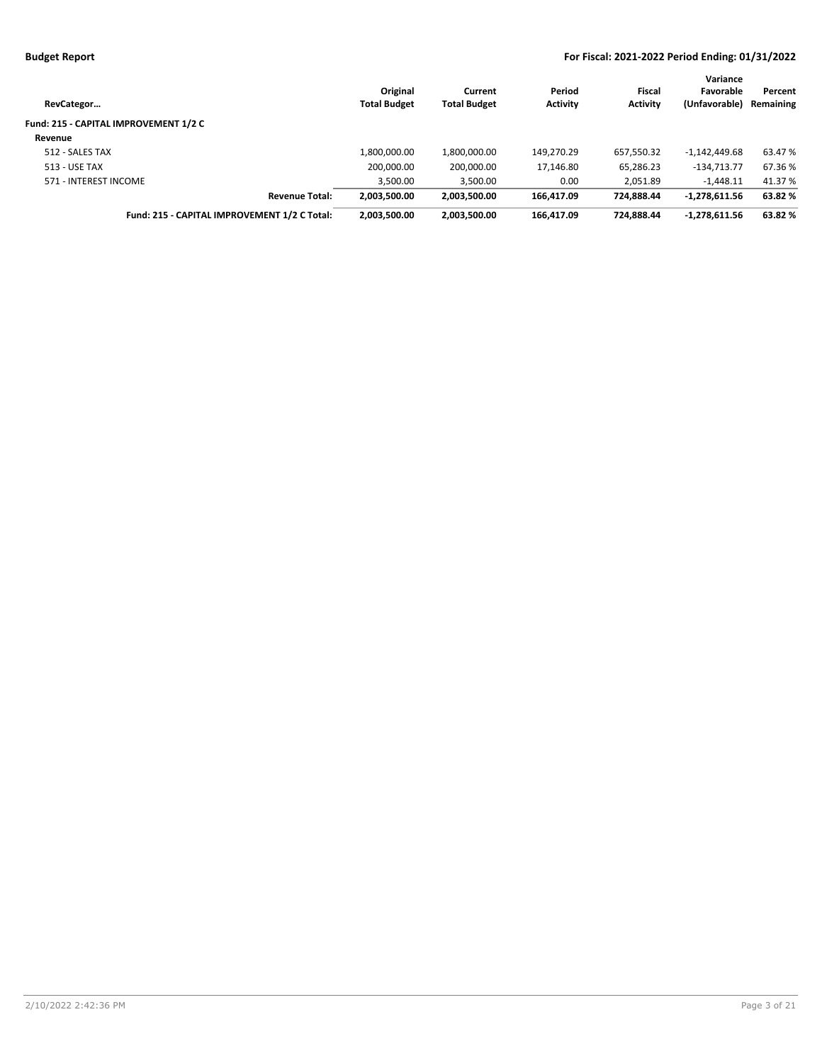**Budget Report** — **For Fiscal: 2021-2022 Period Ending: 01/31/2022**

| RevCategor… | Original Total Budget | Current Total Budget | Period Activity | Fiscal Activity | Variance Favorable (Unfavorable) | Percent Remaining |
|---|---|---|---|---|---|---|
| **Fund: 215 - CAPITAL IMPROVEMENT 1/2 C** | | | | | | |
| **Revenue** | | | | | | |
| 512 - SALES TAX | 1,800,000.00 | 1,800,000.00 | 149,270.29 | 657,550.32 | -1,142,449.68 | 63.47 % |
| 513 - USE TAX | 200,000.00 | 200,000.00 | 17,146.80 | 65,286.23 | -134,713.77 | 67.36 % |
| 571 - INTEREST INCOME | 3,500.00 | 3,500.00 | 0.00 | 2,051.89 | -1,448.11 | 41.37 % |
| **Revenue Total:** | **2,003,500.00** | **2,003,500.00** | **166,417.09** | **724,888.44** | **-1,278,611.56** | **63.82 %** |
| **Fund: 215 - CAPITAL IMPROVEMENT 1/2 C Total:** | **2,003,500.00** | **2,003,500.00** | **166,417.09** | **724,888.44** | **-1,278,611.56** | **63.82 %** |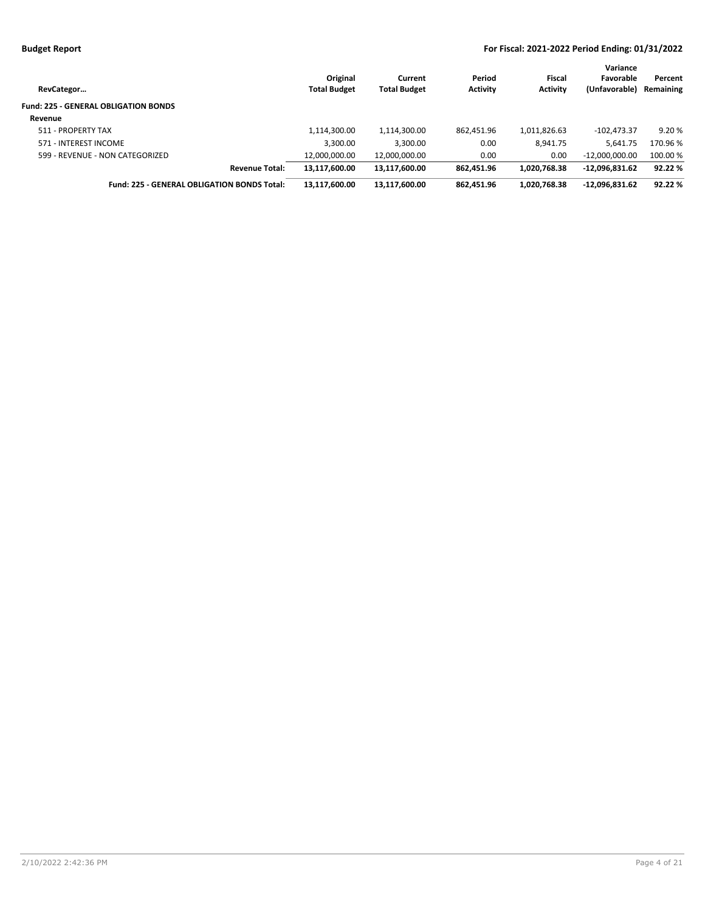**Budget Report** | **For Fiscal: 2021-2022 Period Ending: 01/31/2022**

| RevCategor… | Original Total Budget | Current Total Budget | Period Activity | Fiscal Activity | Variance Favorable (Unfavorable) | Percent Remaining |
|---|---|---|---|---|---|---|
| **Fund: 225 - GENERAL OBLIGATION BONDS** | | | | | | |
| **Revenue** | | | | | | |
| 511 - PROPERTY TAX | 1,114,300.00 | 1,114,300.00 | 862,451.96 | 1,011,826.63 | -102,473.37 | 9.20 % |
| 571 - INTEREST INCOME | 3,300.00 | 3,300.00 | 0.00 | 8,941.75 | 5,641.75 | 170.96 % |
| 599 - REVENUE - NON CATEGORIZED | 12,000,000.00 | 12,000,000.00 | 0.00 | 0.00 | -12,000,000.00 | 100.00 % |
| **Revenue Total:** | **13,117,600.00** | **13,117,600.00** | **862,451.96** | **1,020,768.38** | **-12,096,831.62** | **92.22 %** |
| **Fund: 225 - GENERAL OBLIGATION BONDS Total:** | **13,117,600.00** | **13,117,600.00** | **862,451.96** | **1,020,768.38** | **-12,096,831.62** | **92.22 %** |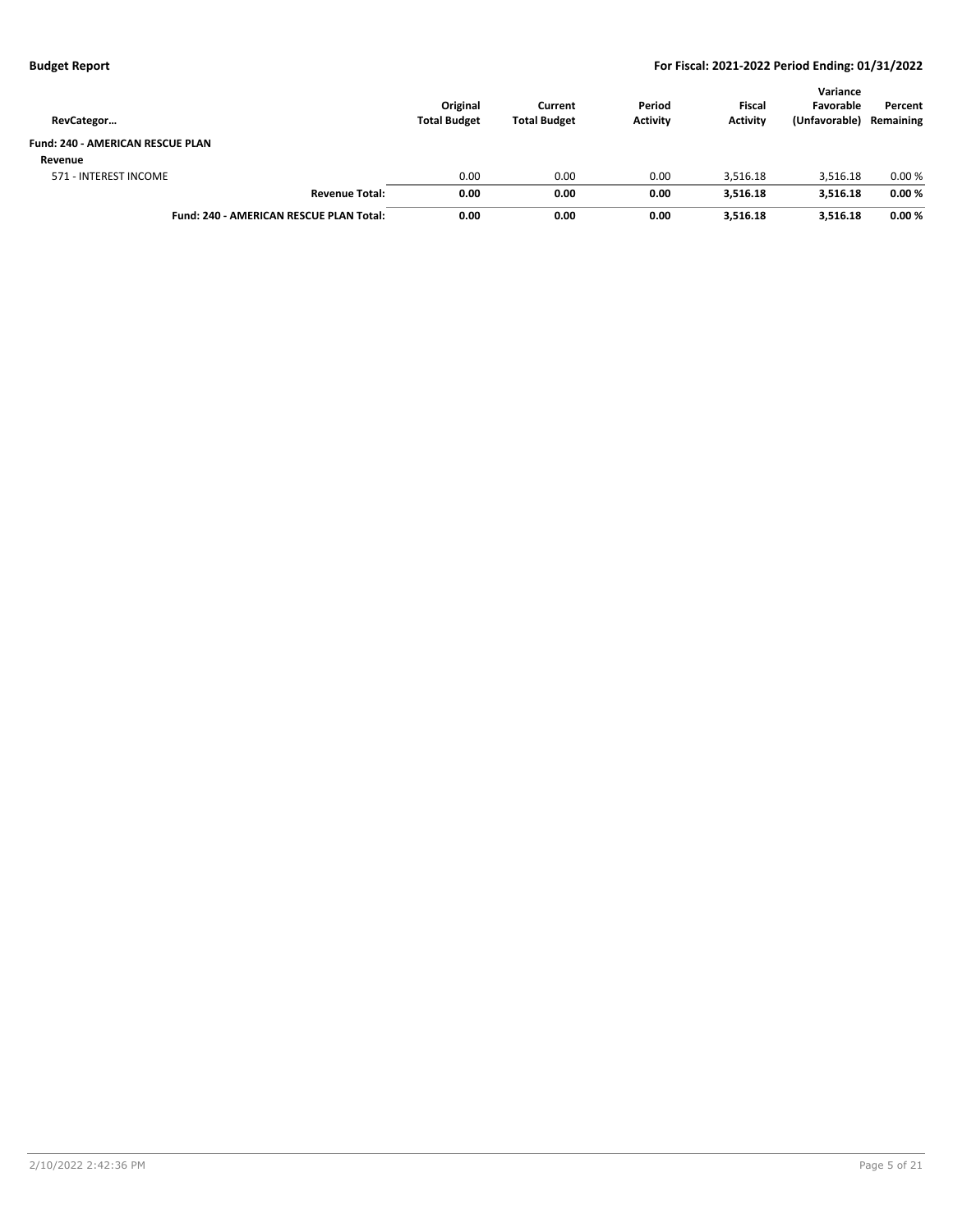| RevCategor… | Original Total Budget | Current Total Budget | Period Activity | Fiscal Activity | Variance Favorable (Unfavorable) | Percent Remaining |
|---|---|---|---|---|---|---|
| **Fund: 240 - AMERICAN RESCUE PLAN** | | | | | | |
| **Revenue** | | | | | | |
| 571 - INTEREST INCOME | 0.00 | 0.00 | 0.00 | 3,516.18 | 3,516.18 | 0.00 % |
| **Revenue Total:** | **0.00** | **0.00** | **0.00** | **3,516.18** | **3,516.18** | **0.00 %** |
| **Fund: 240 - AMERICAN RESCUE PLAN Total:** | **0.00** | **0.00** | **0.00** | **3,516.18** | **3,516.18** | **0.00 %** |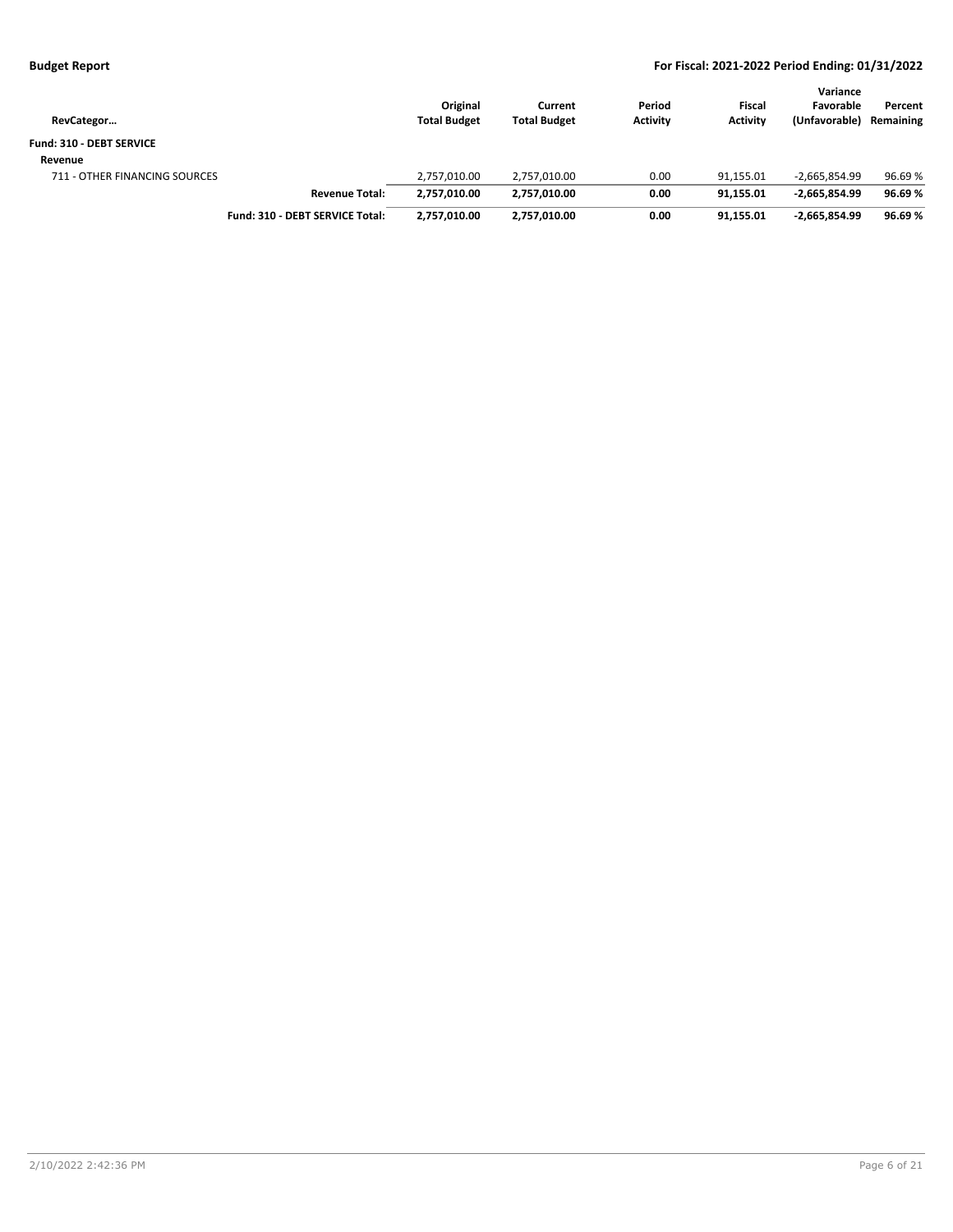**Budget Report** **For Fiscal: 2021-2022 Period Ending: 01/31/2022**

| RevCategor… | Original Total Budget | Current Total Budget | Period Activity | Fiscal Activity | Variance Favorable (Unfavorable) | Percent Remaining |
|---|---|---|---|---|---|---|
| **Fund: 310 - DEBT SERVICE** | | | | | | |
| **Revenue** | | | | | | |
| 711 - OTHER FINANCING SOURCES | 2,757,010.00 | 2,757,010.00 | 0.00 | 91,155.01 | -2,665,854.99 | 96.69 % |
| **Revenue Total:** | **2,757,010.00** | **2,757,010.00** | **0.00** | **91,155.01** | **-2,665,854.99** | **96.69 %** |
| **Fund: 310 - DEBT SERVICE Total:** | **2,757,010.00** | **2,757,010.00** | **0.00** | **91,155.01** | **-2,665,854.99** | **96.69 %** |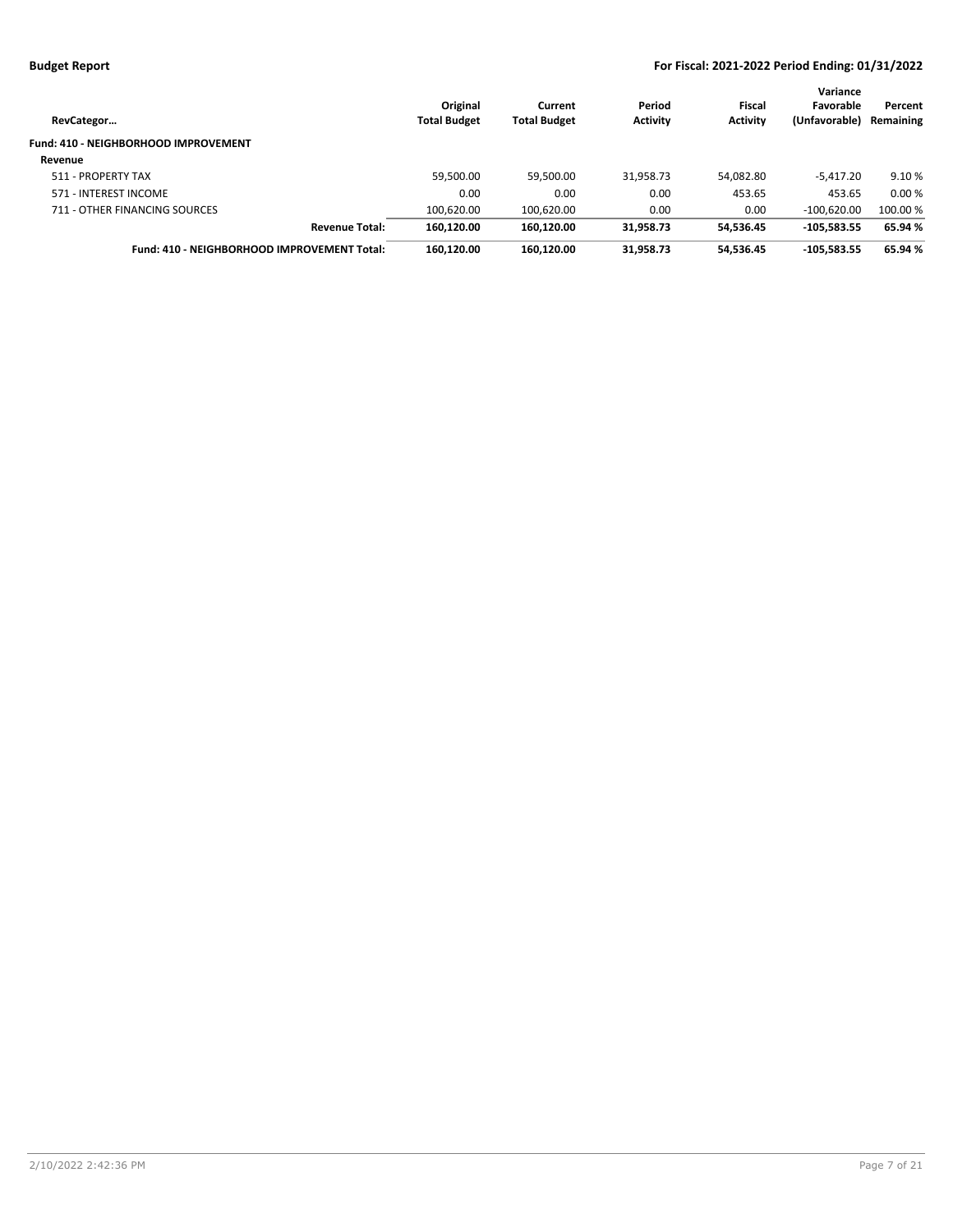| RevCategor… | Original Total Budget | Current Total Budget | Period Activity | Fiscal Activity | Variance Favorable (Unfavorable) | Percent Remaining |
|---|---|---|---|---|---|---|
| **Fund: 410 - NEIGHBORHOOD IMPROVEMENT** | | | | | | |
| **Revenue** | | | | | | |
| 511 - PROPERTY TAX | 59,500.00 | 59,500.00 | 31,958.73 | 54,082.80 | -5,417.20 | 9.10 % |
| 571 - INTEREST INCOME | 0.00 | 0.00 | 0.00 | 453.65 | 453.65 | 0.00 % |
| 711 - OTHER FINANCING SOURCES | 100,620.00 | 100,620.00 | 0.00 | 0.00 | -100,620.00 | 100.00 % |
| **Revenue Total:** | **160,120.00** | **160,120.00** | **31,958.73** | **54,536.45** | **-105,583.55** | **65.94 %** |
| **Fund: 410 - NEIGHBORHOOD IMPROVEMENT Total:** | **160,120.00** | **160,120.00** | **31,958.73** | **54,536.45** | **-105,583.55** | **65.94 %** |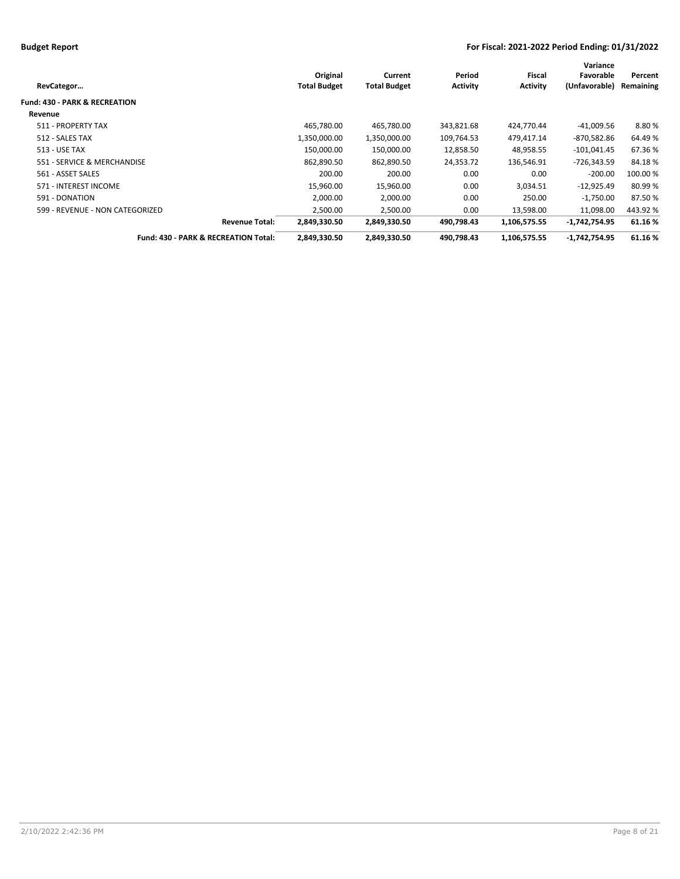**Budget Report** | **For Fiscal: 2021-2022 Period Ending: 01/31/2022**

| RevCategor… | Original Total Budget | Current Total Budget | Period Activity | Fiscal Activity | Variance Favorable (Unfavorable) | Percent Remaining |
|---|---|---|---|---|---|---|
| **Fund: 430 - PARK & RECREATION** | | | | | | |
| **Revenue** | | | | | | |
| 511 - PROPERTY TAX | 465,780.00 | 465,780.00 | 343,821.68 | 424,770.44 | -41,009.56 | 8.80 % |
| 512 - SALES TAX | 1,350,000.00 | 1,350,000.00 | 109,764.53 | 479,417.14 | -870,582.86 | 64.49 % |
| 513 - USE TAX | 150,000.00 | 150,000.00 | 12,858.50 | 48,958.55 | -101,041.45 | 67.36 % |
| 551 - SERVICE & MERCHANDISE | 862,890.50 | 862,890.50 | 24,353.72 | 136,546.91 | -726,343.59 | 84.18 % |
| 561 - ASSET SALES | 200.00 | 200.00 | 0.00 | 0.00 | -200.00 | 100.00 % |
| 571 - INTEREST INCOME | 15,960.00 | 15,960.00 | 0.00 | 3,034.51 | -12,925.49 | 80.99 % |
| 591 - DONATION | 2,000.00 | 2,000.00 | 0.00 | 250.00 | -1,750.00 | 87.50 % |
| 599 - REVENUE - NON CATEGORIZED | 2,500.00 | 2,500.00 | 0.00 | 13,598.00 | 11,098.00 | 443.92 % |
| **Revenue Total:** | **2,849,330.50** | **2,849,330.50** | **490,798.43** | **1,106,575.55** | **-1,742,754.95** | **61.16 %** |
| **Fund: 430 - PARK & RECREATION Total:** | **2,849,330.50** | **2,849,330.50** | **490,798.43** | **1,106,575.55** | **-1,742,754.95** | **61.16 %** |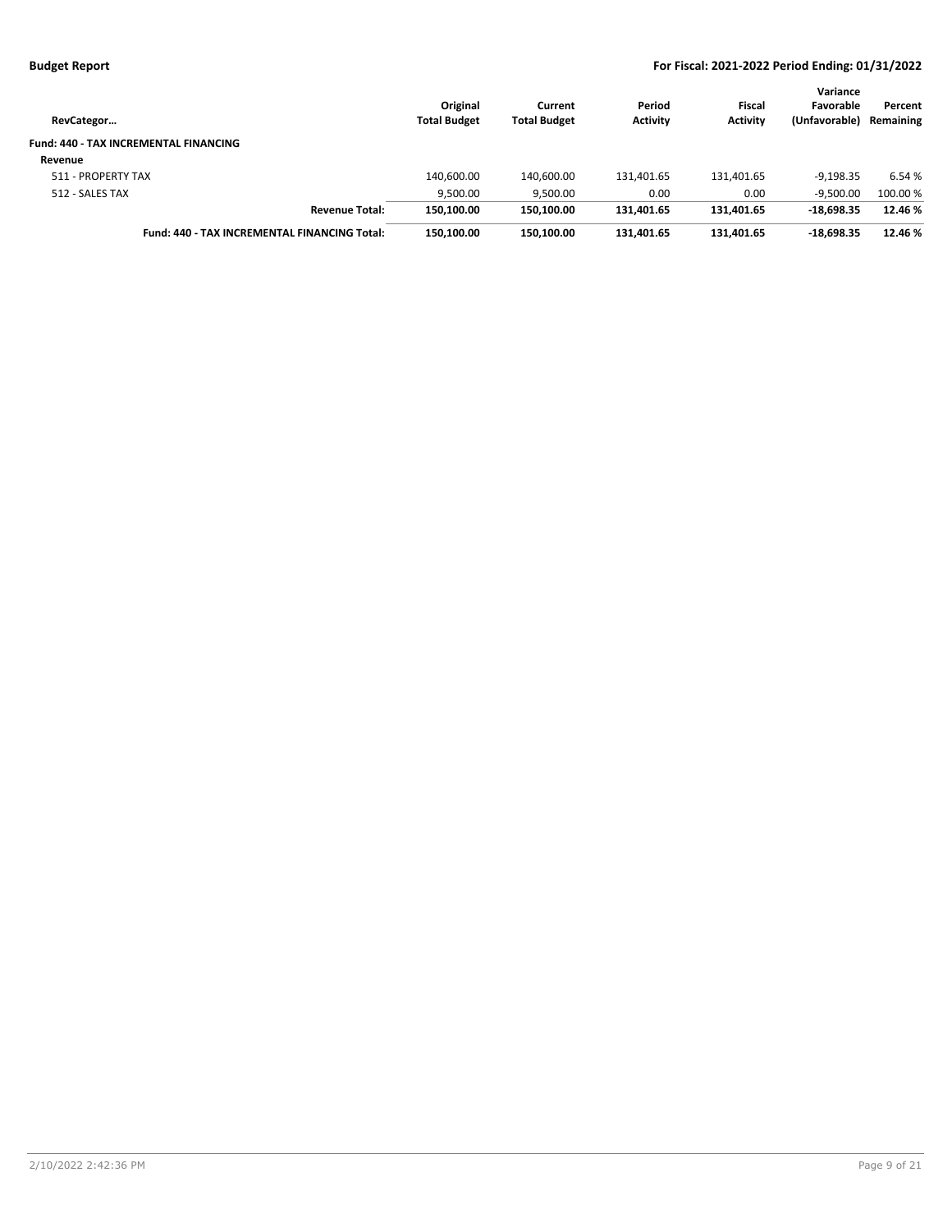| RevCategor… | Original Total Budget | Current Total Budget | Period Activity | Fiscal Activity | Variance Favorable (Unfavorable) | Percent Remaining |
|---|---|---|---|---|---|---|
| **Fund: 440 - TAX INCREMENTAL FINANCING** | | | | | | |
| **Revenue** | | | | | | |
| 511 - PROPERTY TAX | 140,600.00 | 140,600.00 | 131,401.65 | 131,401.65 | -9,198.35 | 6.54 % |
| 512 - SALES TAX | 9,500.00 | 9,500.00 | 0.00 | 0.00 | -9,500.00 | 100.00 % |
| **Revenue Total:** | **150,100.00** | **150,100.00** | **131,401.65** | **131,401.65** | **-18,698.35** | **12.46 %** |
| **Fund: 440 - TAX INCREMENTAL FINANCING Total:** | **150,100.00** | **150,100.00** | **131,401.65** | **131,401.65** | **-18,698.35** | **12.46 %** |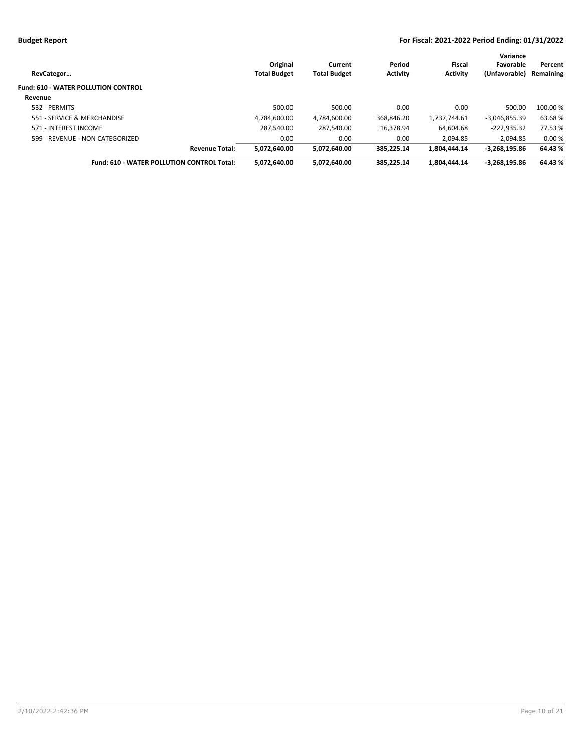| RevCategor… | Original Total Budget | Current Total Budget | Period Activity | Fiscal Activity | Variance Favorable (Unfavorable) | Percent Remaining |
|---|---|---|---|---|---|---|
| **Fund: 610 - WATER POLLUTION CONTROL** | | | | | | |
| **Revenue** | | | | | | |
| 532 - PERMITS | 500.00 | 500.00 | 0.00 | 0.00 | -500.00 | 100.00 % |
| 551 - SERVICE & MERCHANDISE | 4,784,600.00 | 4,784,600.00 | 368,846.20 | 1,737,744.61 | -3,046,855.39 | 63.68 % |
| 571 - INTEREST INCOME | 287,540.00 | 287,540.00 | 16,378.94 | 64,604.68 | -222,935.32 | 77.53 % |
| 599 - REVENUE - NON CATEGORIZED | 0.00 | 0.00 | 0.00 | 2,094.85 | 2,094.85 | 0.00 % |
| **Revenue Total:** | **5,072,640.00** | **5,072,640.00** | **385,225.14** | **1,804,444.14** | **-3,268,195.86** | **64.43 %** |
| **Fund: 610 - WATER POLLUTION CONTROL Total:** | **5,072,640.00** | **5,072,640.00** | **385,225.14** | **1,804,444.14** | **-3,268,195.86** | **64.43 %** |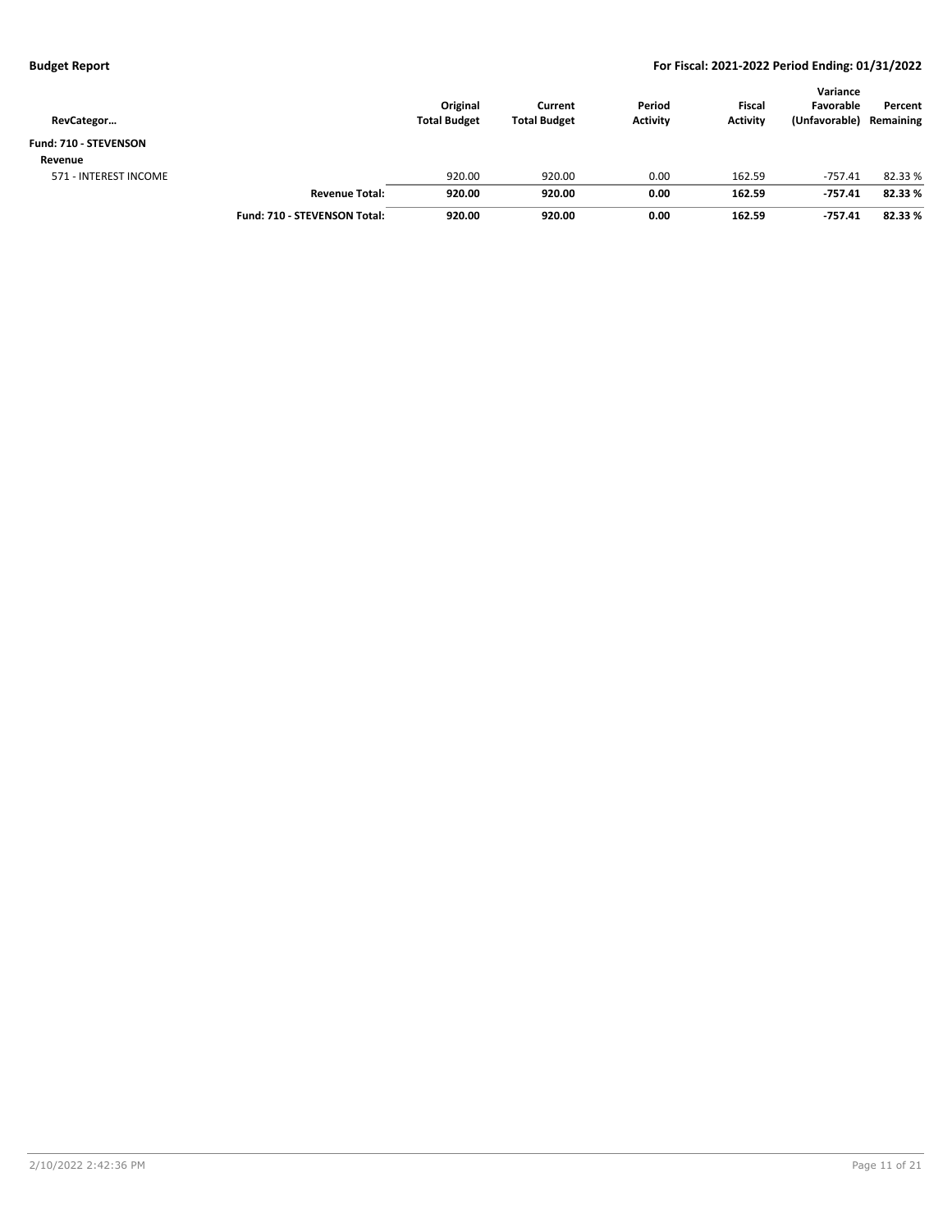| RevCategor… | | Original Total Budget | Current Total Budget | Period Activity | Fiscal Activity | Variance Favorable (Unfavorable) | Percent Remaining |
|---|---|---|---|---|---|---|---|
| **Fund: 710 - STEVENSON** | | | | | | | |
| **Revenue** | | | | | | | |
| 571 - INTEREST INCOME | | 920.00 | 920.00 | 0.00 | 162.59 | -757.41 | 82.33 % |
| | **Revenue Total:** | **920.00** | **920.00** | **0.00** | **162.59** | **-757.41** | **82.33 %** |
| | **Fund: 710 - STEVENSON Total:** | **920.00** | **920.00** | **0.00** | **162.59** | **-757.41** | **82.33 %** |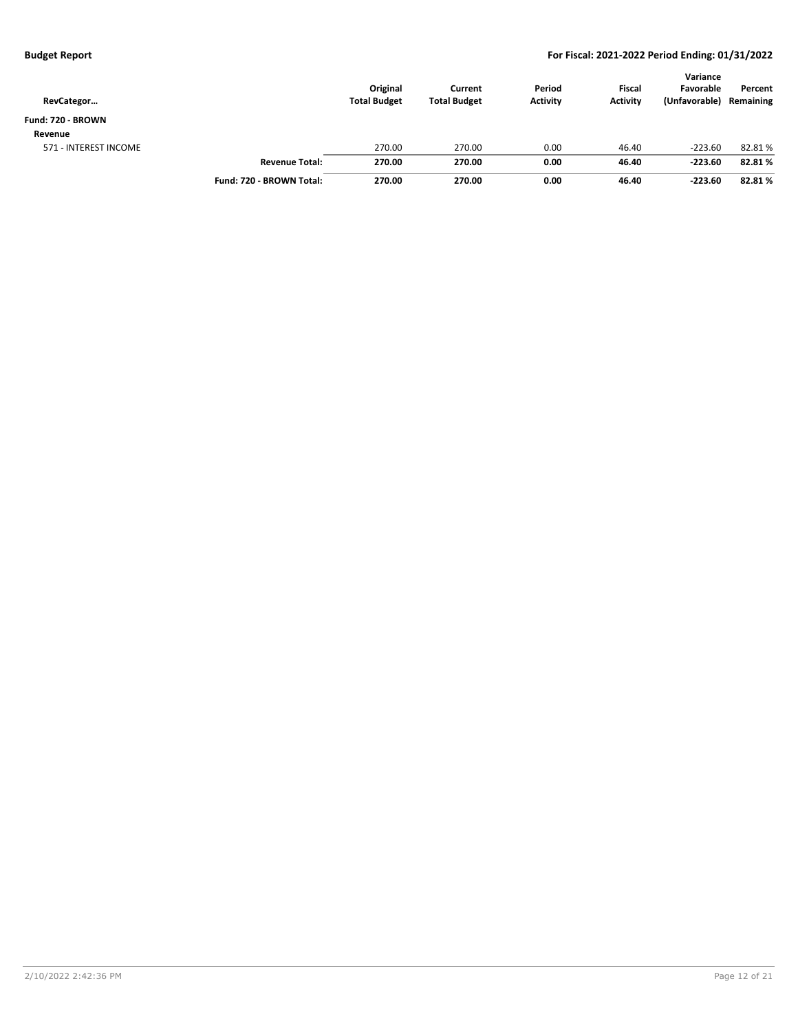**Budget Report** — For Fiscal: 2021-2022 Period Ending: 01/31/2022

| RevCategor… | | Original Total Budget | Current Total Budget | Period Activity | Fiscal Activity | Variance Favorable (Unfavorable) | Percent Remaining |
|---|---|---|---|---|---|---|---|
| **Fund: 720 - BROWN** | | | | | | | |
| **Revenue** | | | | | | | |
| 571 - INTEREST INCOME | | 270.00 | 270.00 | 0.00 | 46.40 | -223.60 | 82.81 % |
| | **Revenue Total:** | **270.00** | **270.00** | **0.00** | **46.40** | **-223.60** | **82.81 %** |
| | **Fund: 720 - BROWN Total:** | **270.00** | **270.00** | **0.00** | **46.40** | **-223.60** | **82.81 %** |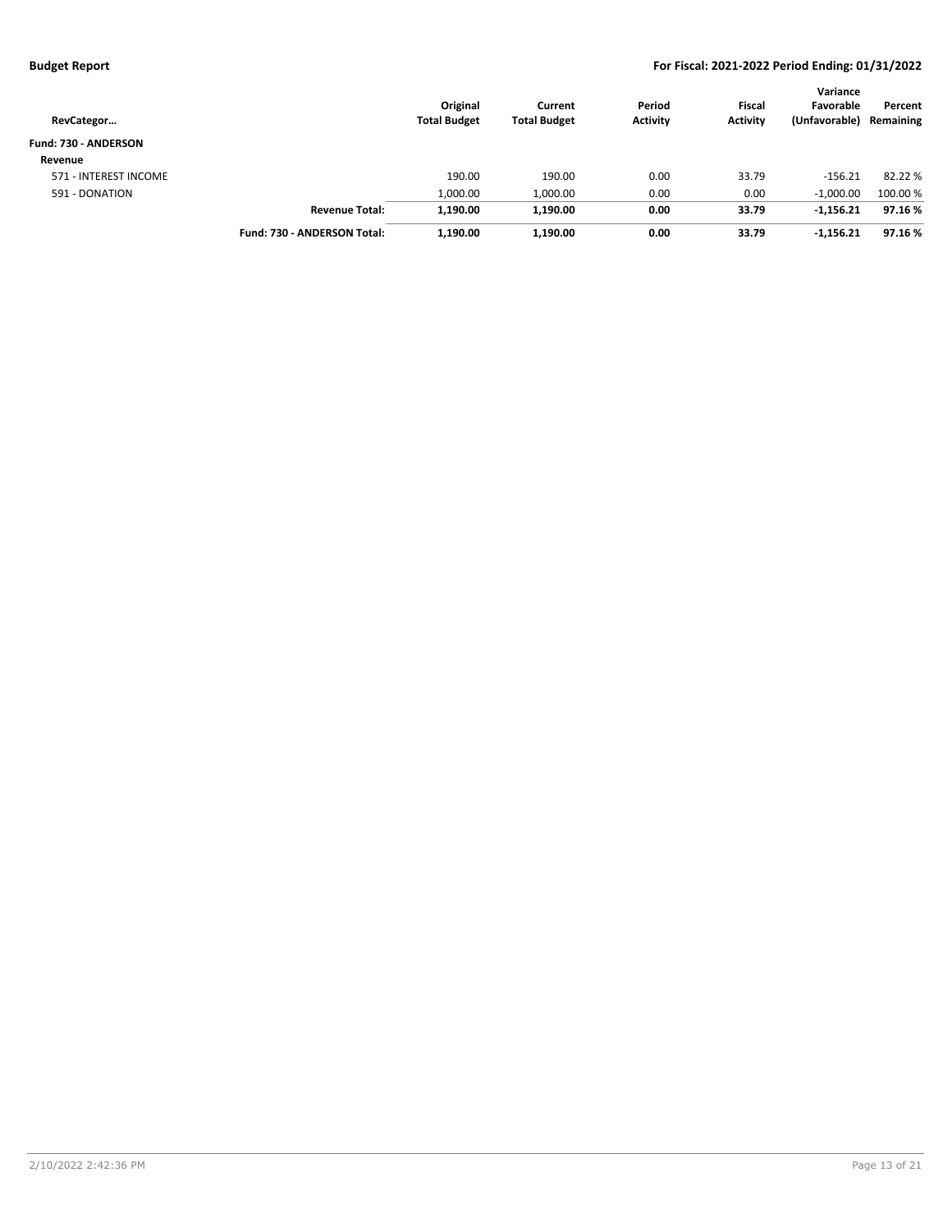**Budget Report** — **For Fiscal: 2021-2022 Period Ending: 01/31/2022**

| RevCategor… | | Original Total Budget | Current Total Budget | Period Activity | Fiscal Activity | Variance Favorable (Unfavorable) | Percent Remaining |
|---|---|---|---|---|---|---|---|
| **Fund: 730 - ANDERSON** | | | | | | | |
| **Revenue** | | | | | | | |
| 571 - INTEREST INCOME | | 190.00 | 190.00 | 0.00 | 33.79 | -156.21 | 82.22 % |
| 591 - DONATION | | 1,000.00 | 1,000.00 | 0.00 | 0.00 | -1,000.00 | 100.00 % |
| | **Revenue Total:** | **1,190.00** | **1,190.00** | **0.00** | **33.79** | **-1,156.21** | **97.16 %** |
| | **Fund: 730 - ANDERSON Total:** | **1,190.00** | **1,190.00** | **0.00** | **33.79** | **-1,156.21** | **97.16 %** |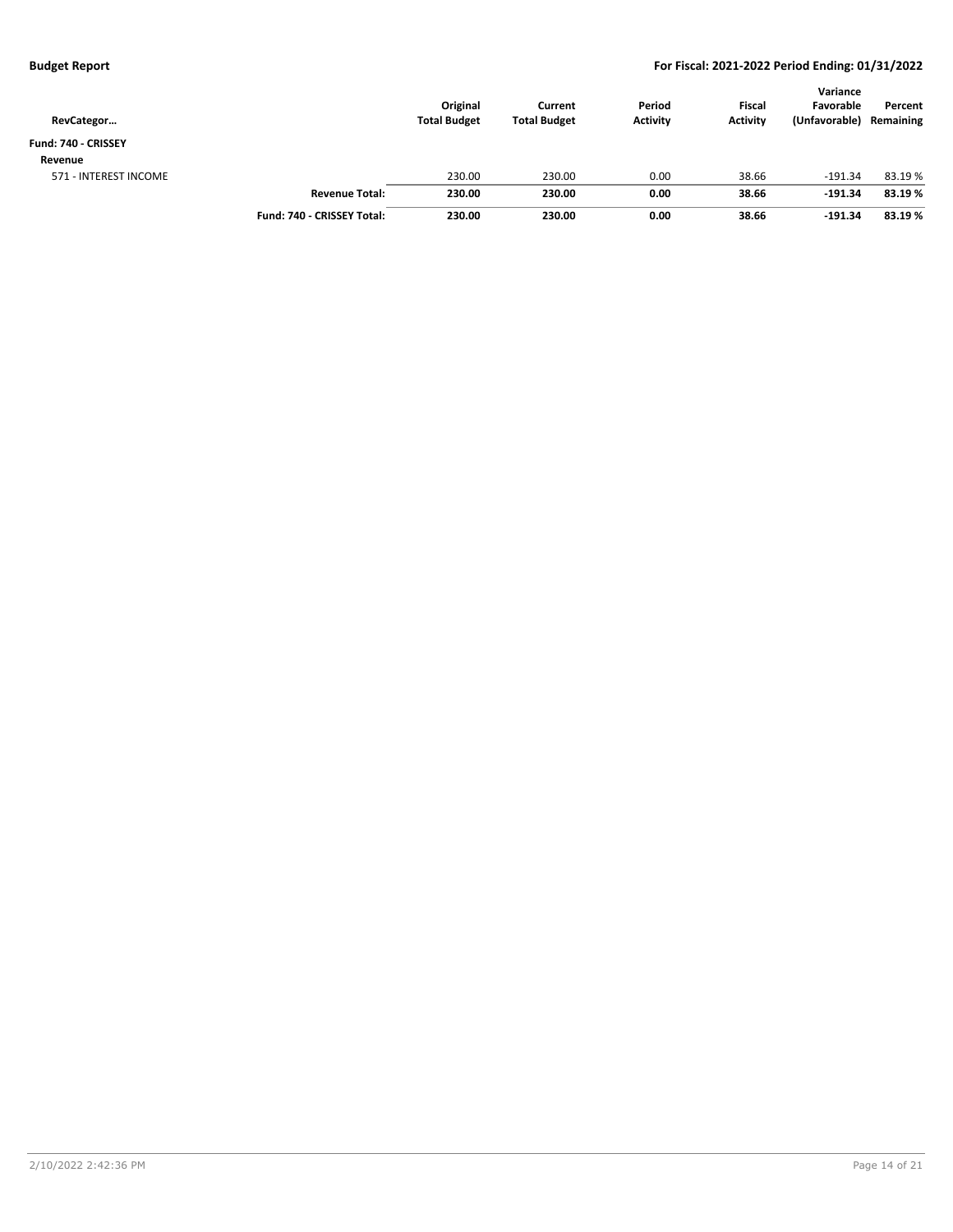| RevCategor… | | Original Total Budget | Current Total Budget | Period Activity | Fiscal Activity | Variance Favorable (Unfavorable) | Percent Remaining |
|---|---|---|---|---|---|---|---|
| **Fund: 740 - CRISSEY** | | | | | | | |
| **Revenue** | | | | | | | |
| 571 - INTEREST INCOME | | 230.00 | 230.00 | 0.00 | 38.66 | -191.34 | 83.19 % |
| | **Revenue Total:** | **230.00** | **230.00** | **0.00** | **38.66** | **-191.34** | **83.19 %** |
| | **Fund: 740 - CRISSEY Total:** | **230.00** | **230.00** | **0.00** | **38.66** | **-191.34** | **83.19 %** |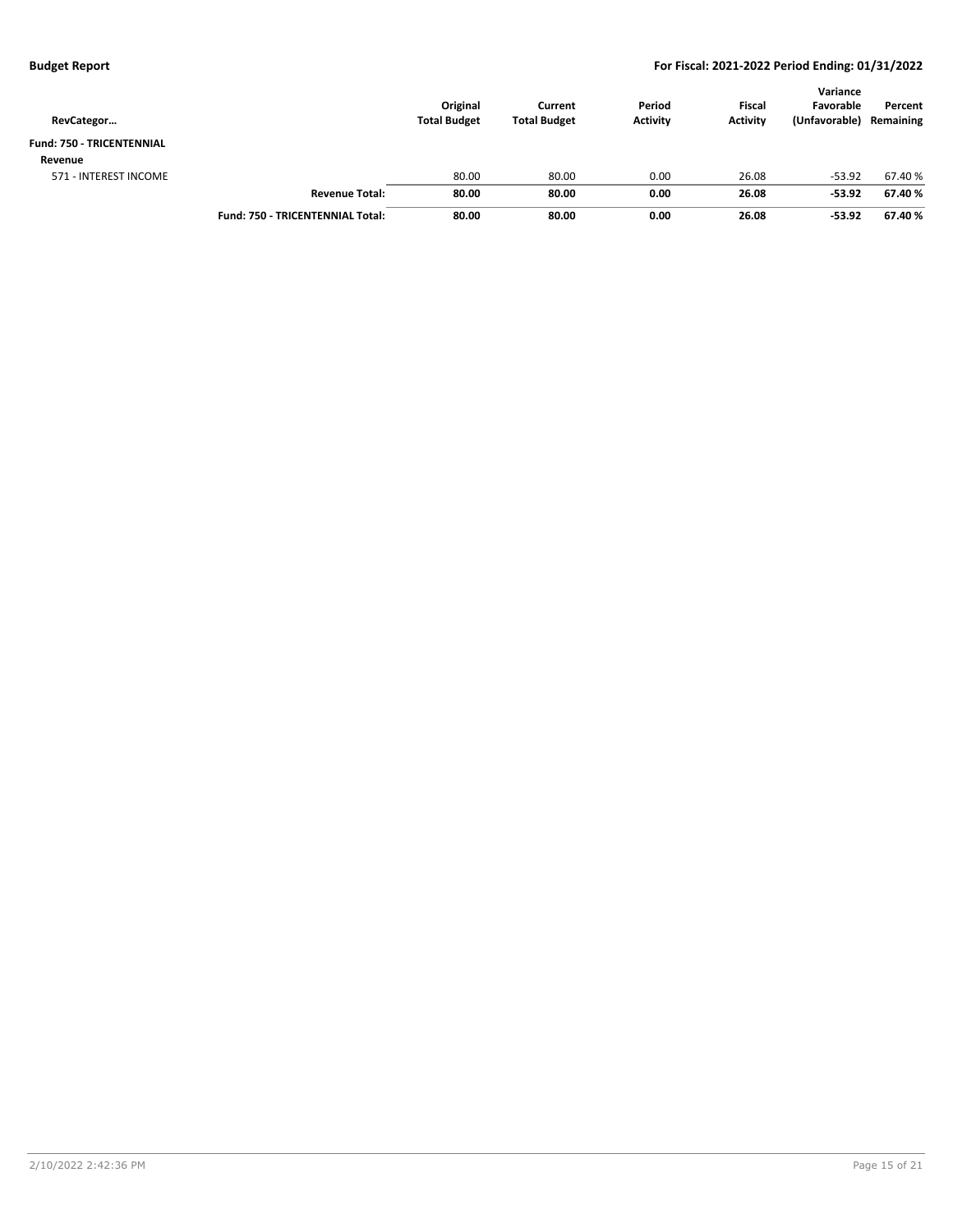| RevCategor… | | Original Total Budget | Current Total Budget | Period Activity | Fiscal Activity | Variance Favorable (Unfavorable) | Percent Remaining |
|---|---|---|---|---|---|---|---|
| **Fund: 750 - TRICENTENNIAL** | | | | | | | |
| **Revenue** | | | | | | | |
| 571 - INTEREST INCOME | | 80.00 | 80.00 | 0.00 | 26.08 | -53.92 | 67.40 % |
| | **Revenue Total:** | **80.00** | **80.00** | **0.00** | **26.08** | **-53.92** | **67.40 %** |
| | **Fund: 750 - TRICENTENNIAL Total:** | **80.00** | **80.00** | **0.00** | **26.08** | **-53.92** | **67.40 %** |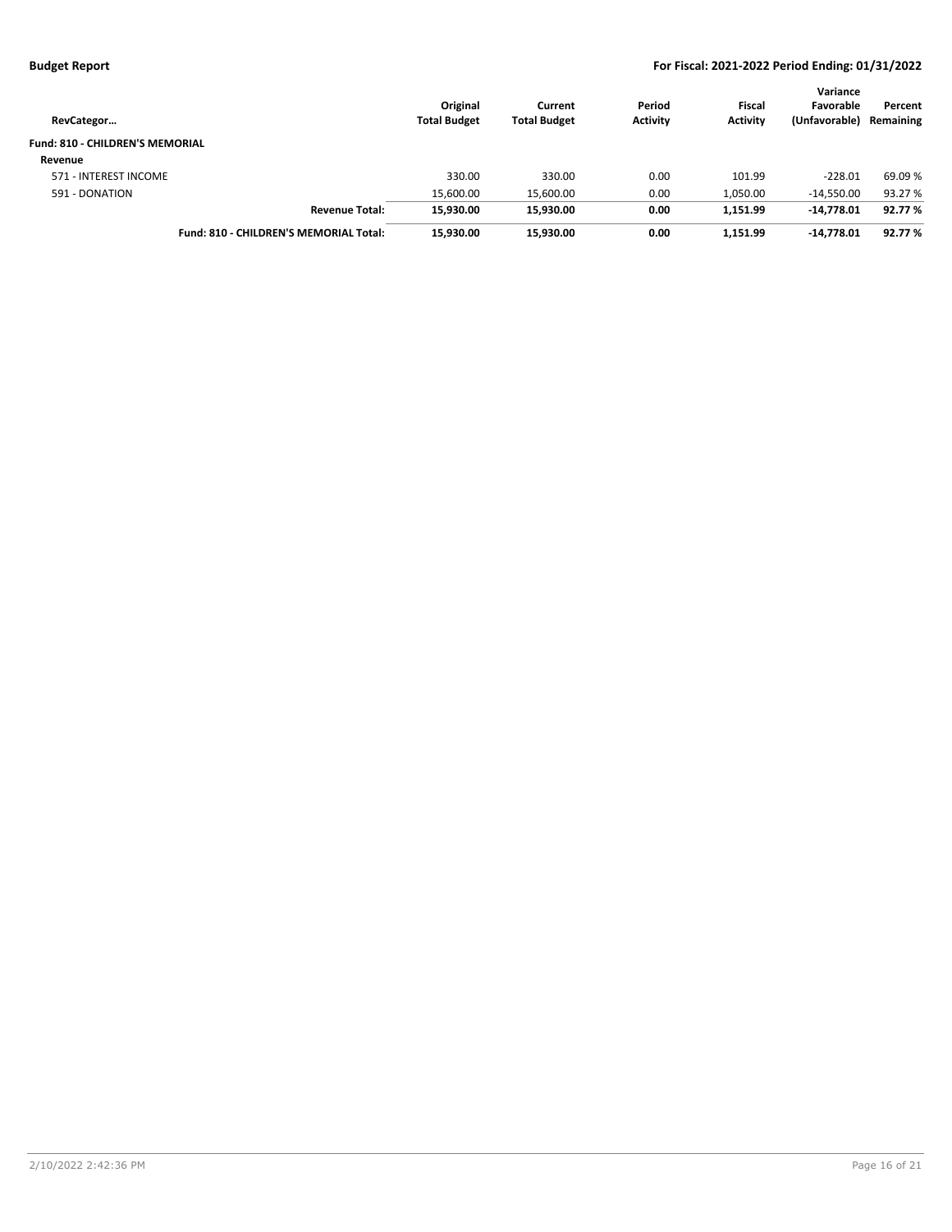| RevCategor… | Original Total Budget | Current Total Budget | Period Activity | Fiscal Activity | Variance Favorable (Unfavorable) | Percent Remaining |
|---|---|---|---|---|---|---|
| **Fund: 810 - CHILDREN'S MEMORIAL** | | | | | | |
| **Revenue** | | | | | | |
| 571 - INTEREST INCOME | 330.00 | 330.00 | 0.00 | 101.99 | -228.01 | 69.09 % |
| 591 - DONATION | 15,600.00 | 15,600.00 | 0.00 | 1,050.00 | -14,550.00 | 93.27 % |
| **Revenue Total:** | **15,930.00** | **15,930.00** | **0.00** | **1,151.99** | **-14,778.01** | **92.77 %** |
| **Fund: 810 - CHILDREN'S MEMORIAL Total:** | **15,930.00** | **15,930.00** | **0.00** | **1,151.99** | **-14,778.01** | **92.77 %** |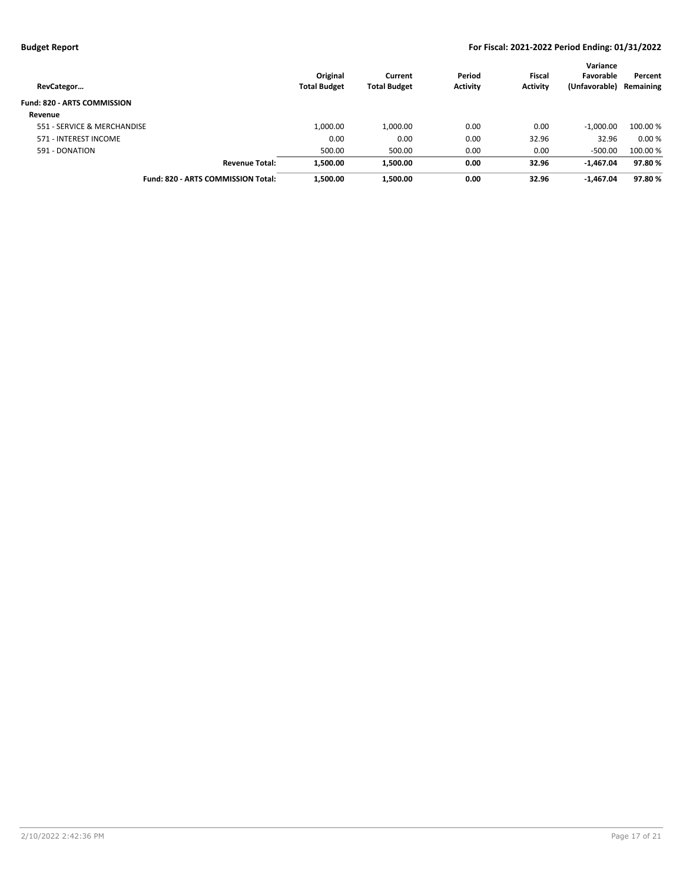**Budget Report** **For Fiscal: 2021-2022 Period Ending: 01/31/2022**

| RevCategor… | Original Total Budget | Current Total Budget | Period Activity | Fiscal Activity | Variance Favorable (Unfavorable) | Percent Remaining |
|---|---|---|---|---|---|---|
| **Fund: 820 - ARTS COMMISSION** | | | | | | |
| **Revenue** | | | | | | |
| 551 - SERVICE & MERCHANDISE | 1,000.00 | 1,000.00 | 0.00 | 0.00 | -1,000.00 | 100.00 % |
| 571 - INTEREST INCOME | 0.00 | 0.00 | 0.00 | 32.96 | 32.96 | 0.00 % |
| 591 - DONATION | 500.00 | 500.00 | 0.00 | 0.00 | -500.00 | 100.00 % |
| **Revenue Total:** | **1,500.00** | **1,500.00** | **0.00** | **32.96** | **-1,467.04** | **97.80 %** |
| **Fund: 820 - ARTS COMMISSION Total:** | **1,500.00** | **1,500.00** | **0.00** | **32.96** | **-1,467.04** | **97.80 %** |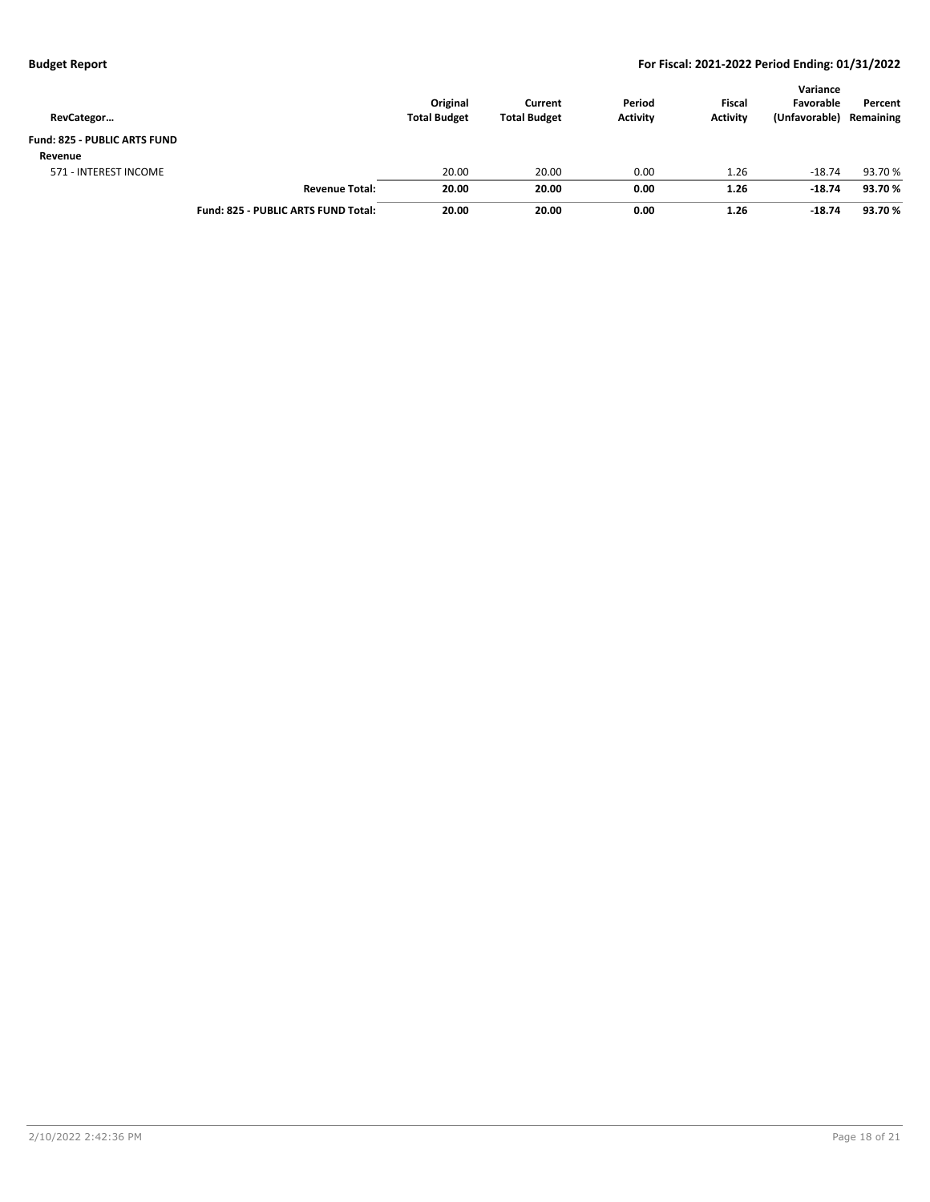**Budget Report** **For Fiscal: 2021-2022 Period Ending: 01/31/2022**

| RevCategor… | | Original Total Budget | Current Total Budget | Period Activity | Fiscal Activity | Variance Favorable (Unfavorable) | Percent Remaining |
|---|---|---|---|---|---|---|---|
| **Fund: 825 - PUBLIC ARTS FUND** | | | | | | | |
| **Revenue** | | | | | | | |
| 571 - INTEREST INCOME | | 20.00 | 20.00 | 0.00 | 1.26 | -18.74 | 93.70 % |
| | **Revenue Total:** | **20.00** | **20.00** | **0.00** | **1.26** | **-18.74** | **93.70 %** |
| | **Fund: 825 - PUBLIC ARTS FUND Total:** | **20.00** | **20.00** | **0.00** | **1.26** | **-18.74** | **93.70 %** |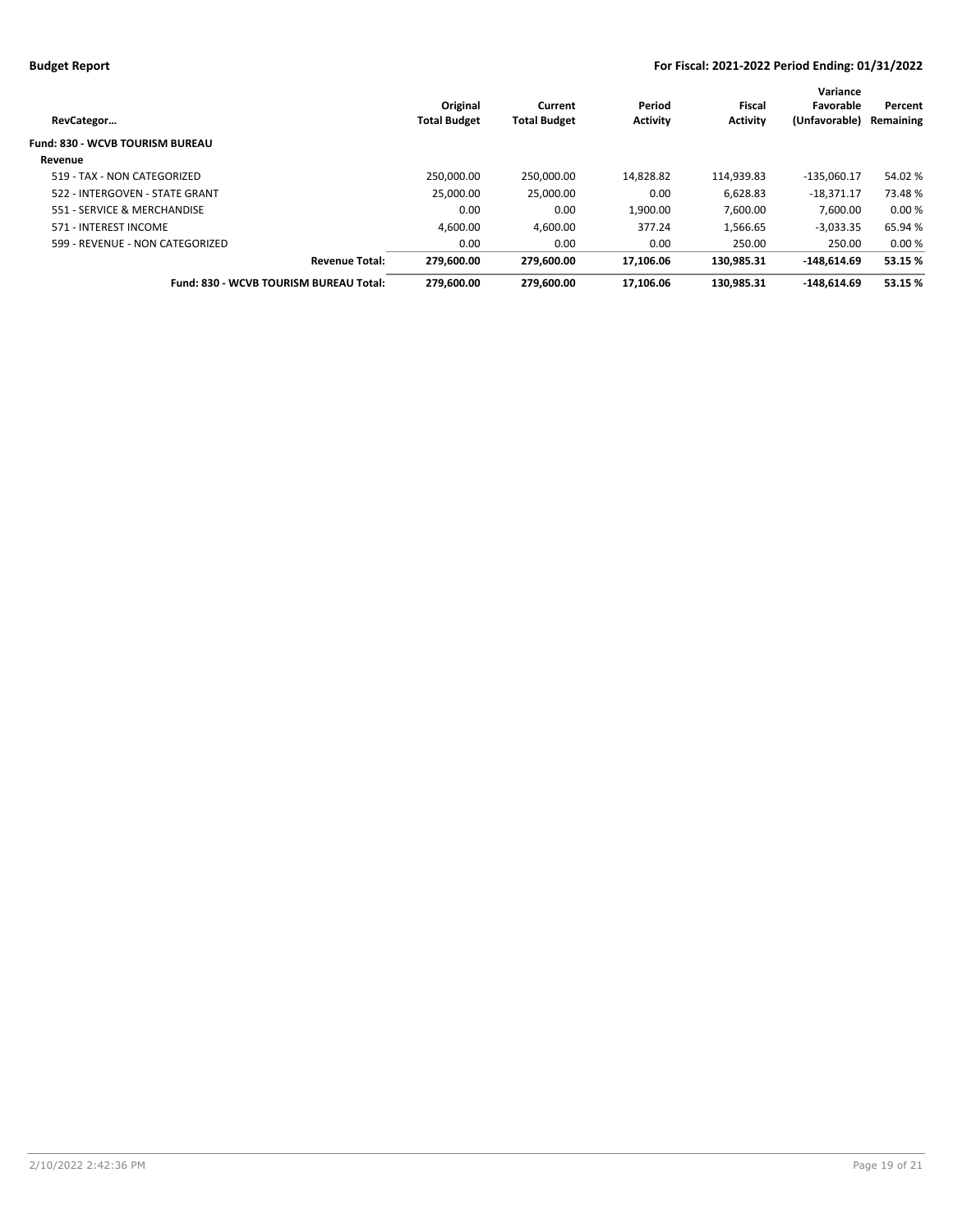| RevCategor… | Original Total Budget | Current Total Budget | Period Activity | Fiscal Activity | Variance Favorable (Unfavorable) | Percent Remaining |
|---|---|---|---|---|---|---|
| **Fund: 830 - WCVB TOURISM BUREAU** | | | | | | |
| **Revenue** | | | | | | |
| 519 - TAX - NON CATEGORIZED | 250,000.00 | 250,000.00 | 14,828.82 | 114,939.83 | -135,060.17 | 54.02 % |
| 522 - INTERGOVEN - STATE GRANT | 25,000.00 | 25,000.00 | 0.00 | 6,628.83 | -18,371.17 | 73.48 % |
| 551 - SERVICE & MERCHANDISE | 0.00 | 0.00 | 1,900.00 | 7,600.00 | 7,600.00 | 0.00 % |
| 571 - INTEREST INCOME | 4,600.00 | 4,600.00 | 377.24 | 1,566.65 | -3,033.35 | 65.94 % |
| 599 - REVENUE - NON CATEGORIZED | 0.00 | 0.00 | 0.00 | 250.00 | 250.00 | 0.00 % |
| **Revenue Total:** | **279,600.00** | **279,600.00** | **17,106.06** | **130,985.31** | **-148,614.69** | **53.15 %** |
| **Fund: 830 - WCVB TOURISM BUREAU Total:** | **279,600.00** | **279,600.00** | **17,106.06** | **130,985.31** | **-148,614.69** | **53.15 %** |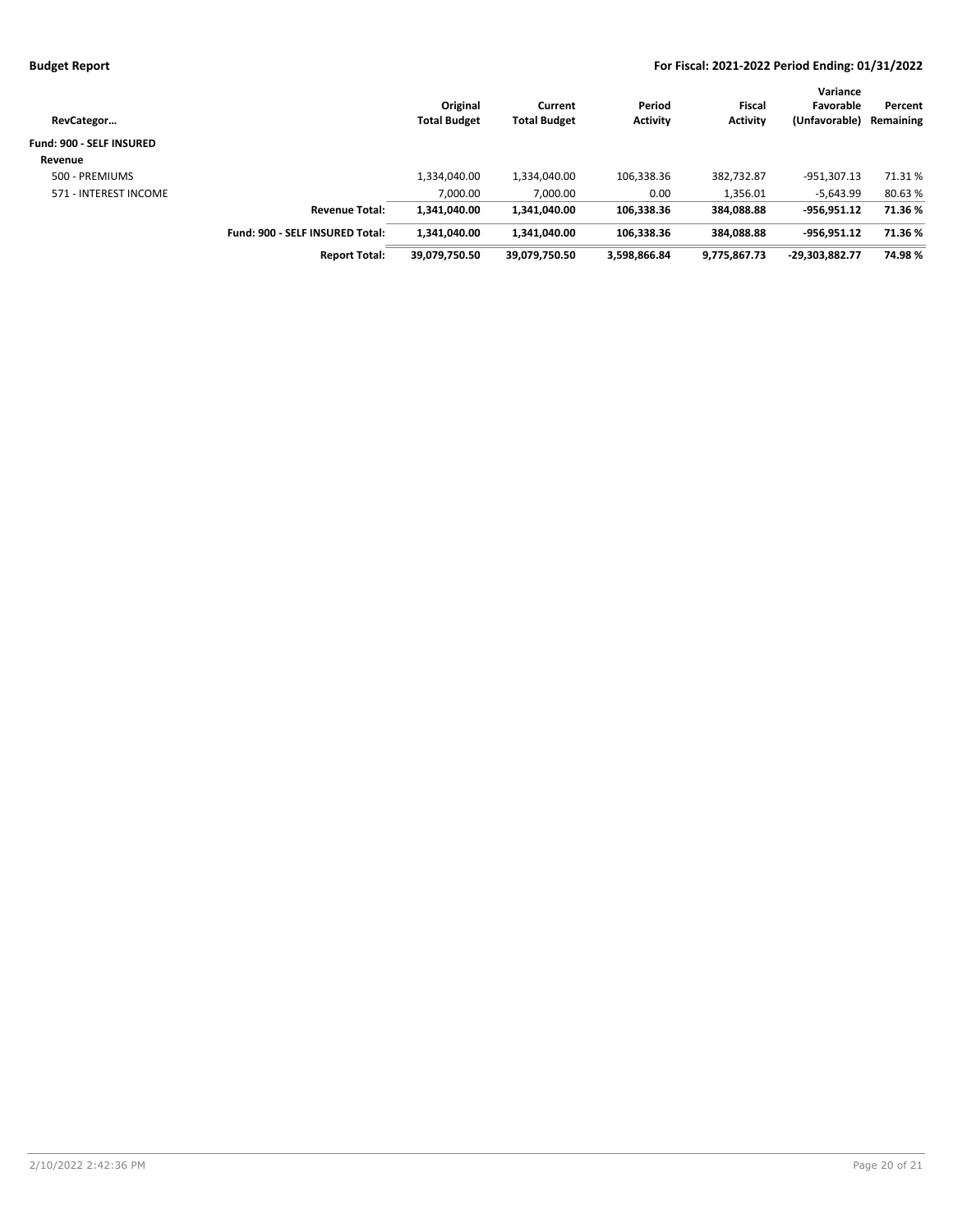| RevCategor… | | Original Total Budget | Current Total Budget | Period Activity | Fiscal Activity | Variance Favorable (Unfavorable) | Percent Remaining |
|---|---|---|---|---|---|---|---|
| **Fund: 900 - SELF INSURED** | | | | | | | |
| **Revenue** | | | | | | | |
| 500 - PREMIUMS | | 1,334,040.00 | 1,334,040.00 | 106,338.36 | 382,732.87 | -951,307.13 | 71.31 % |
| 571 - INTEREST INCOME | | 7,000.00 | 7,000.00 | 0.00 | 1,356.01 | -5,643.99 | 80.63 % |
| | **Revenue Total:** | **1,341,040.00** | **1,341,040.00** | **106,338.36** | **384,088.88** | **-956,951.12** | **71.36 %** |
| | **Fund: 900 - SELF INSURED Total:** | **1,341,040.00** | **1,341,040.00** | **106,338.36** | **384,088.88** | **-956,951.12** | **71.36 %** |
| | **Report Total:** | **39,079,750.50** | **39,079,750.50** | **3,598,866.84** | **9,775,867.73** | **-29,303,882.77** | **74.98 %** |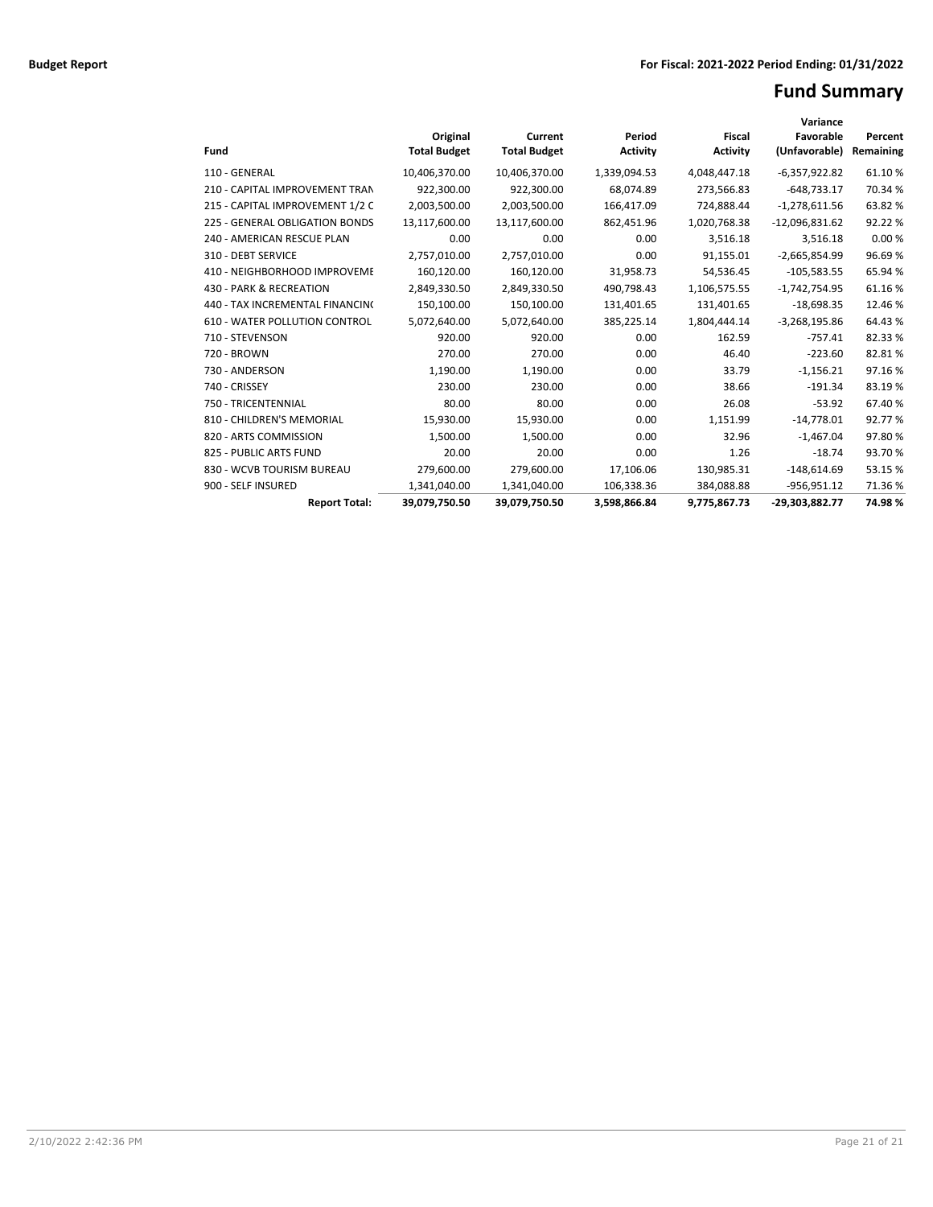**Budget Report**

**For Fiscal: 2021-2022 Period Ending: 01/31/2022**

# Fund Summary

| Fund | Original Total Budget | Current Total Budget | Period Activity | Fiscal Activity | Variance Favorable (Unfavorable) | Percent Remaining |
|---|---|---|---|---|---|---|
| 110 - GENERAL | 10,406,370.00 | 10,406,370.00 | 1,339,094.53 | 4,048,447.18 | -6,357,922.82 | 61.10 % |
| 210 - CAPITAL IMPROVEMENT TRAN | 922,300.00 | 922,300.00 | 68,074.89 | 273,566.83 | -648,733.17 | 70.34 % |
| 215 - CAPITAL IMPROVEMENT 1/2 C | 2,003,500.00 | 2,003,500.00 | 166,417.09 | 724,888.44 | -1,278,611.56 | 63.82 % |
| 225 - GENERAL OBLIGATION BONDS | 13,117,600.00 | 13,117,600.00 | 862,451.96 | 1,020,768.38 | -12,096,831.62 | 92.22 % |
| 240 - AMERICAN RESCUE PLAN | 0.00 | 0.00 | 0.00 | 3,516.18 | 3,516.18 | 0.00 % |
| 310 - DEBT SERVICE | 2,757,010.00 | 2,757,010.00 | 0.00 | 91,155.01 | -2,665,854.99 | 96.69 % |
| 410 - NEIGHBORHOOD IMPROVEME | 160,120.00 | 160,120.00 | 31,958.73 | 54,536.45 | -105,583.55 | 65.94 % |
| 430 - PARK & RECREATION | 2,849,330.50 | 2,849,330.50 | 490,798.43 | 1,106,575.55 | -1,742,754.95 | 61.16 % |
| 440 - TAX INCREMENTAL FINANCING | 150,100.00 | 150,100.00 | 131,401.65 | 131,401.65 | -18,698.35 | 12.46 % |
| 610 - WATER POLLUTION CONTROL | 5,072,640.00 | 5,072,640.00 | 385,225.14 | 1,804,444.14 | -3,268,195.86 | 64.43 % |
| 710 - STEVENSON | 920.00 | 920.00 | 0.00 | 162.59 | -757.41 | 82.33 % |
| 720 - BROWN | 270.00 | 270.00 | 0.00 | 46.40 | -223.60 | 82.81 % |
| 730 - ANDERSON | 1,190.00 | 1,190.00 | 0.00 | 33.79 | -1,156.21 | 97.16 % |
| 740 - CRISSEY | 230.00 | 230.00 | 0.00 | 38.66 | -191.34 | 83.19 % |
| 750 - TRICENTENNIAL | 80.00 | 80.00 | 0.00 | 26.08 | -53.92 | 67.40 % |
| 810 - CHILDREN'S MEMORIAL | 15,930.00 | 15,930.00 | 0.00 | 1,151.99 | -14,778.01 | 92.77 % |
| 820 - ARTS COMMISSION | 1,500.00 | 1,500.00 | 0.00 | 32.96 | -1,467.04 | 97.80 % |
| 825 - PUBLIC ARTS FUND | 20.00 | 20.00 | 0.00 | 1.26 | -18.74 | 93.70 % |
| 830 - WCVB TOURISM BUREAU | 279,600.00 | 279,600.00 | 17,106.06 | 130,985.31 | -148,614.69 | 53.15 % |
| 900 - SELF INSURED | 1,341,040.00 | 1,341,040.00 | 106,338.36 | 384,088.88 | -956,951.12 | 71.36 % |
| **Report Total:** | **39,079,750.50** | **39,079,750.50** | **3,598,866.84** | **9,775,867.73** | **-29,303,882.77** | **74.98 %** |